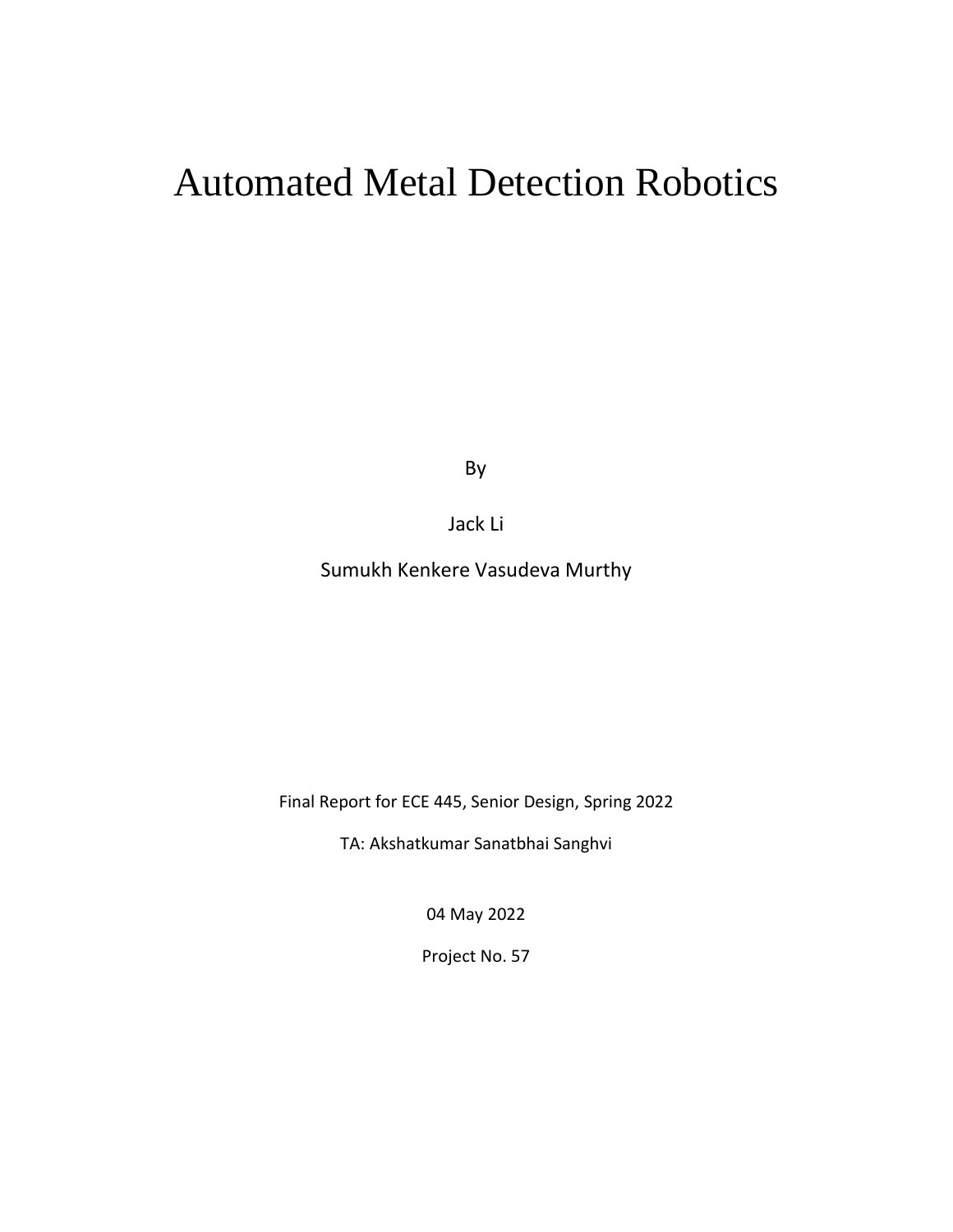# Automated Metal Detection Robotics

By

Jack Li

Sumukh Kenkere Vasudeva Murthy

Final Report for ECE 445, Senior Design, Spring 2022

TA: Akshatkumar Sanatbhai Sanghvi

04 May 2022

Project No. 57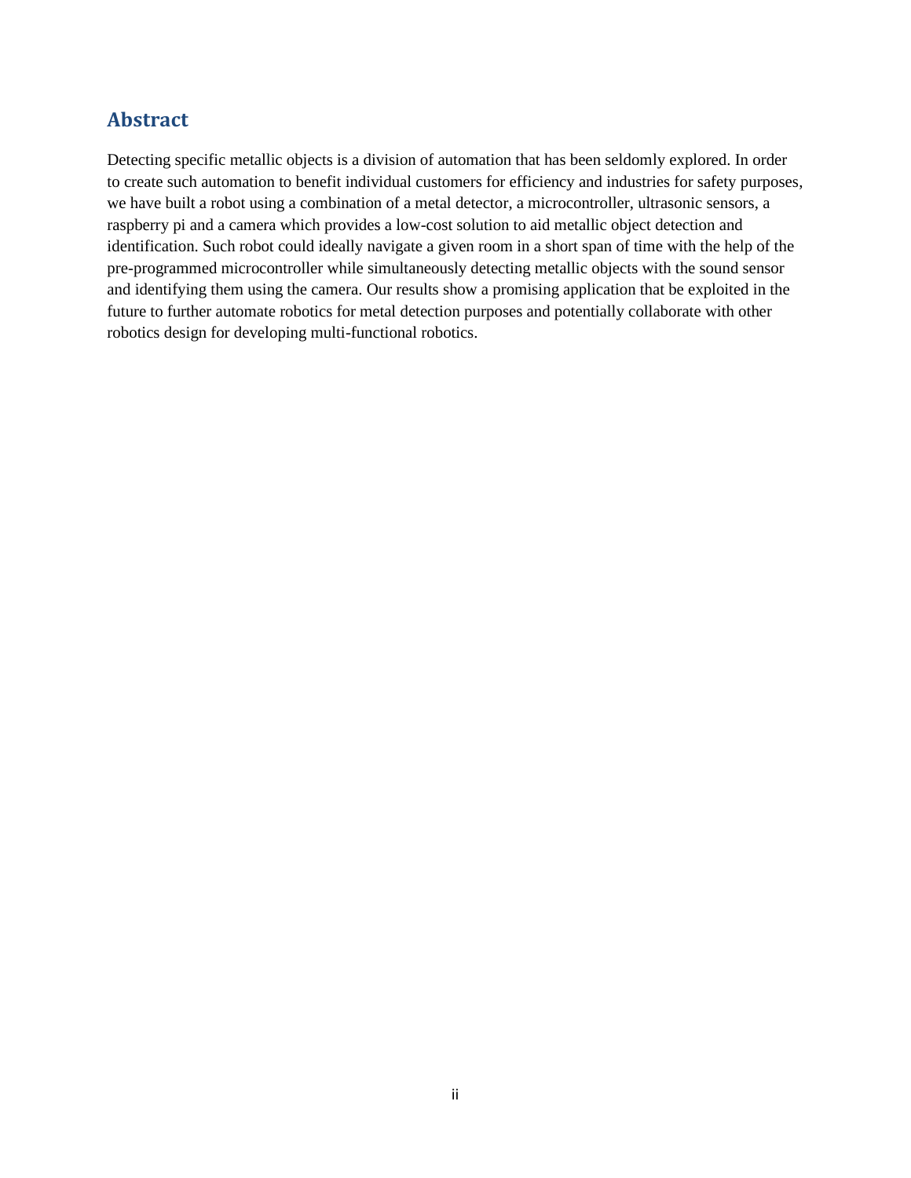## Abstract

Detecting specific metallic objects is a division of automation that has been seldomly explored. In order to create such automation to benefit individual customers for efficiency and industries for safety purposes, we have built a robot using a combination of a metal detector, a microcontroller, ultrasonic sensors, a raspberry pi and a camera which provides a low-cost solution to aid metallic object detection and identification. Such robot could ideally navigate a given room in a short span of time with the help of the pre-programmed microcontroller while simultaneously detecting metallic objects with the sound sensor and identifying them using the camera. Our results show a promising application that be exploited in the future to further automate robotics for metal detection purposes and potentially collaborate with other robotics design for developing multi-functional robotics.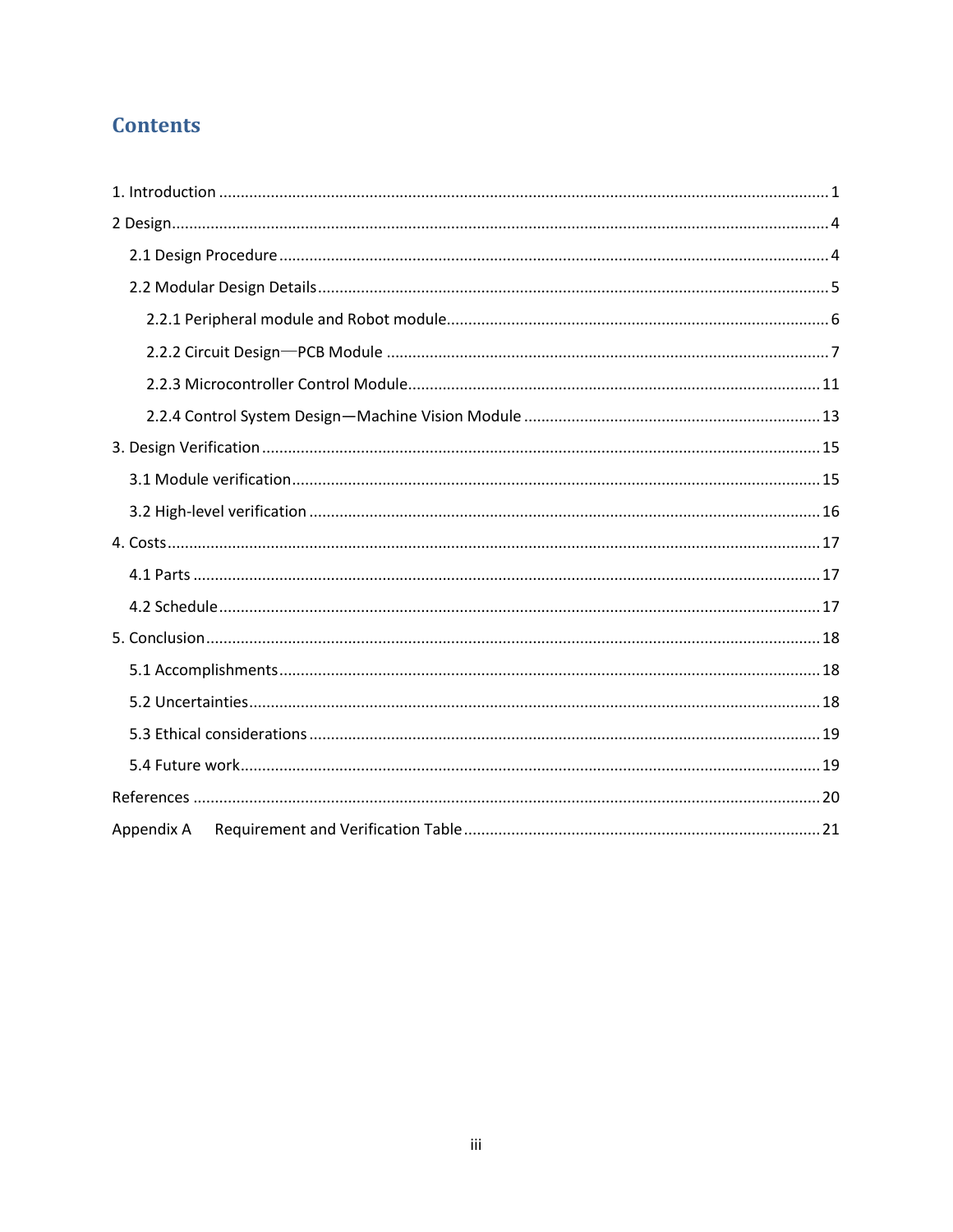# Contents

1. Introduction ........................................................................................................................ 1

2 Design.................................................................................................................................. 4

  2.1 Design Procedure ........................................................................................................ 4

  2.2 Modular Design Details ................................................................................................ 5

    2.2.1 Peripheral module and Robot module.................................................................... 6

    2.2.2 Circuit Design—PCB Module .................................................................................. 7

    2.2.3 Microcontroller Control Module........................................................................... 11

    2.2.4 Control System Design—Machine Vision Module ................................................ 13

3. Design Verification ........................................................................................................... 15

  3.1 Module verification..................................................................................................... 15

  3.2 High-level verification ................................................................................................ 16

4. Costs................................................................................................................................. 17

  4.1 Parts ........................................................................................................................... 17

  4.2 Schedule..................................................................................................................... 17

5. Conclusion ........................................................................................................................ 18

  5.1 Accomplishments........................................................................................................ 18

  5.2 Uncertainties.............................................................................................................. 18

  5.3 Ethical considerations ................................................................................................ 19

  5.4 Future work................................................................................................................. 19

References ........................................................................................................................... 20

Appendix A  Requirement and Verification Table .............................................................. 21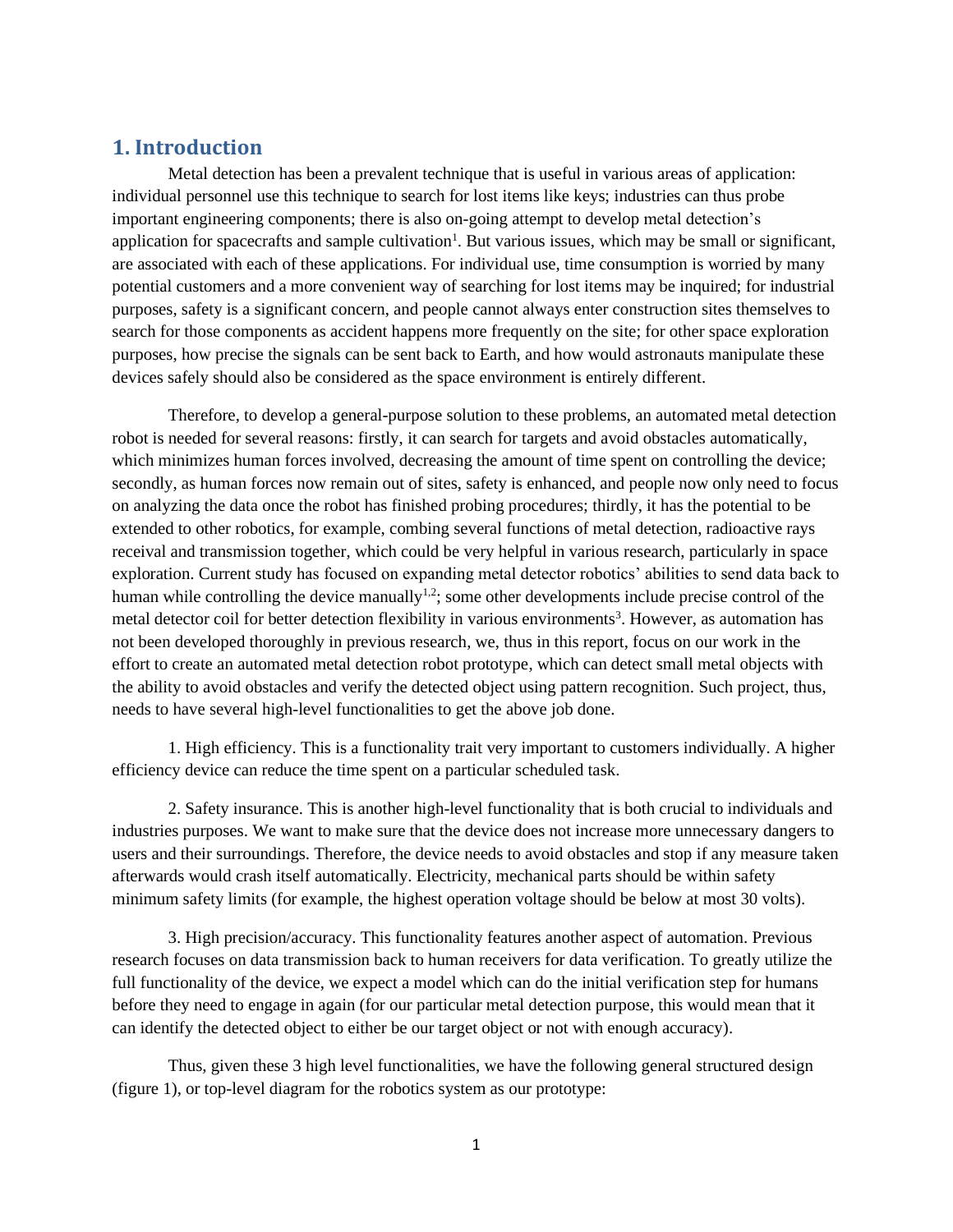## 1. Introduction

Metal detection has been a prevalent technique that is useful in various areas of application: individual personnel use this technique to search for lost items like keys; industries can thus probe important engineering components; there is also on-going attempt to develop metal detection's application for spacecrafts and sample cultivation[1]. But various issues, which may be small or significant, are associated with each of these applications. For individual use, time consumption is worried by many potential customers and a more convenient way of searching for lost items may be inquired; for industrial purposes, safety is a significant concern, and people cannot always enter construction sites themselves to search for those components as accident happens more frequently on the site; for other space exploration purposes, how precise the signals can be sent back to Earth, and how would astronauts manipulate these devices safely should also be considered as the space environment is entirely different.

Therefore, to develop a general-purpose solution to these problems, an automated metal detection robot is needed for several reasons: firstly, it can search for targets and avoid obstacles automatically, which minimizes human forces involved, decreasing the amount of time spent on controlling the device; secondly, as human forces now remain out of sites, safety is enhanced, and people now only need to focus on analyzing the data once the robot has finished probing procedures; thirdly, it has the potential to be extended to other robotics, for example, combing several functions of metal detection, radioactive rays receival and transmission together, which could be very helpful in various research, particularly in space exploration. Current study has focused on expanding metal detector robotics' abilities to send data back to human while controlling the device manually[1,2]; some other developments include precise control of the metal detector coil for better detection flexibility in various environments[3]. However, as automation has not been developed thoroughly in previous research, we, thus in this report, focus on our work in the effort to create an automated metal detection robot prototype, which can detect small metal objects with the ability to avoid obstacles and verify the detected object using pattern recognition. Such project, thus, needs to have several high-level functionalities to get the above job done.

1. High efficiency. This is a functionality trait very important to customers individually. A higher efficiency device can reduce the time spent on a particular scheduled task.

2. Safety insurance. This is another high-level functionality that is both crucial to individuals and industries purposes. We want to make sure that the device does not increase more unnecessary dangers to users and their surroundings. Therefore, the device needs to avoid obstacles and stop if any measure taken afterwards would crash itself automatically. Electricity, mechanical parts should be within safety minimum safety limits (for example, the highest operation voltage should be below at most 30 volts).

3. High precision/accuracy. This functionality features another aspect of automation. Previous research focuses on data transmission back to human receivers for data verification. To greatly utilize the full functionality of the device, we expect a model which can do the initial verification step for humans before they need to engage in again (for our particular metal detection purpose, this would mean that it can identify the detected object to either be our target object or not with enough accuracy).

Thus, given these 3 high level functionalities, we have the following general structured design (figure 1), or top-level diagram for the robotics system as our prototype: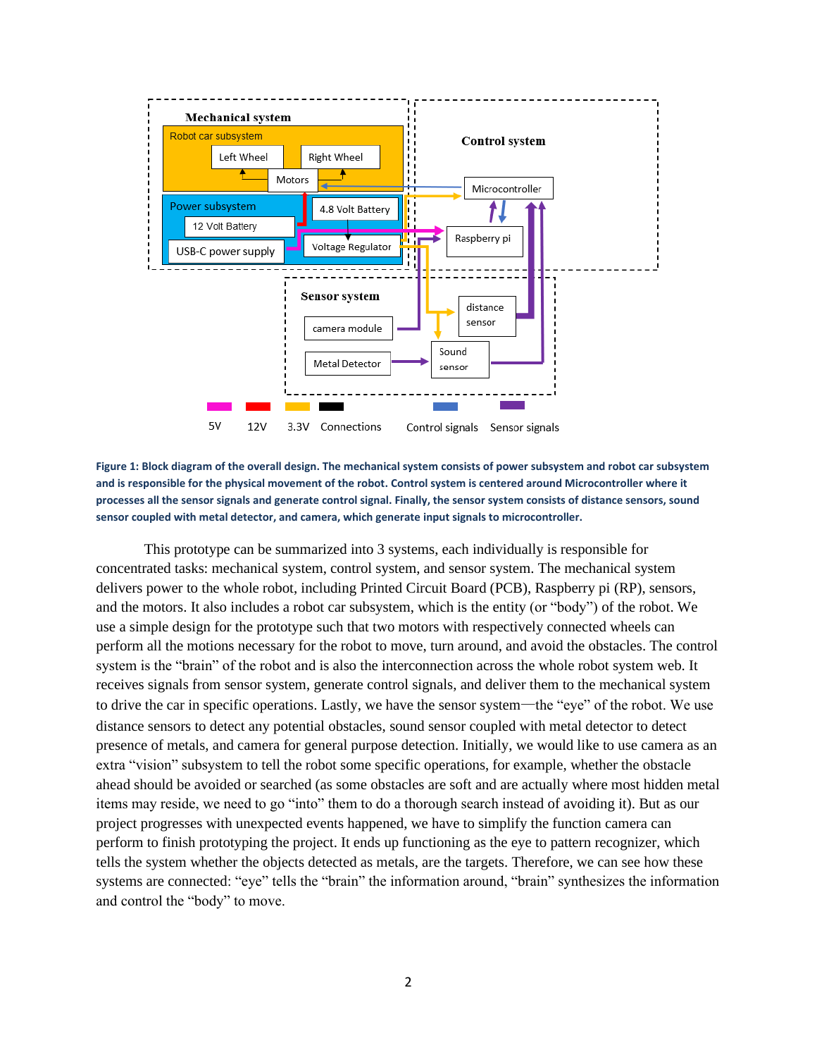**Figure 1: Block diagram of the overall design. The mechanical system consists of power subsystem and robot car subsystem and is responsible for the physical movement of the robot. Control system is centered around Microcontroller where it processes all the sensor signals and generate control signal. Finally, the sensor system consists of distance sensors, sound sensor coupled with metal detector, and camera, which generate input signals to microcontroller.**

This prototype can be summarized into 3 systems, each individually is responsible for concentrated tasks: mechanical system, control system, and sensor system. The mechanical system delivers power to the whole robot, including Printed Circuit Board (PCB), Raspberry pi (RP), sensors, and the motors. It also includes a robot car subsystem, which is the entity (or "body") of the robot. We use a simple design for the prototype such that two motors with respectively connected wheels can perform all the motions necessary for the robot to move, turn around, and avoid the obstacles. The control system is the "brain" of the robot and is also the interconnection across the whole robot system web. It receives signals from sensor system, generate control signals, and deliver them to the mechanical system to drive the car in specific operations. Lastly, we have the sensor system—the "eye" of the robot. We use distance sensors to detect any potential obstacles, sound sensor coupled with metal detector to detect presence of metals, and camera for general purpose detection. Initially, we would like to use camera as an extra "vision" subsystem to tell the robot some specific operations, for example, whether the obstacle ahead should be avoided or searched (as some obstacles are soft and are actually where most hidden metal items may reside, we need to go "into" them to do a thorough search instead of avoiding it). But as our project progresses with unexpected events happened, we have to simplify the function camera can perform to finish prototyping the project. It ends up functioning as the eye to pattern recognizer, which tells the system whether the objects detected as metals, are the targets. Therefore, we can see how these systems are connected: "eye" tells the "brain" the information around, "brain" synthesizes the information and control the "body" to move.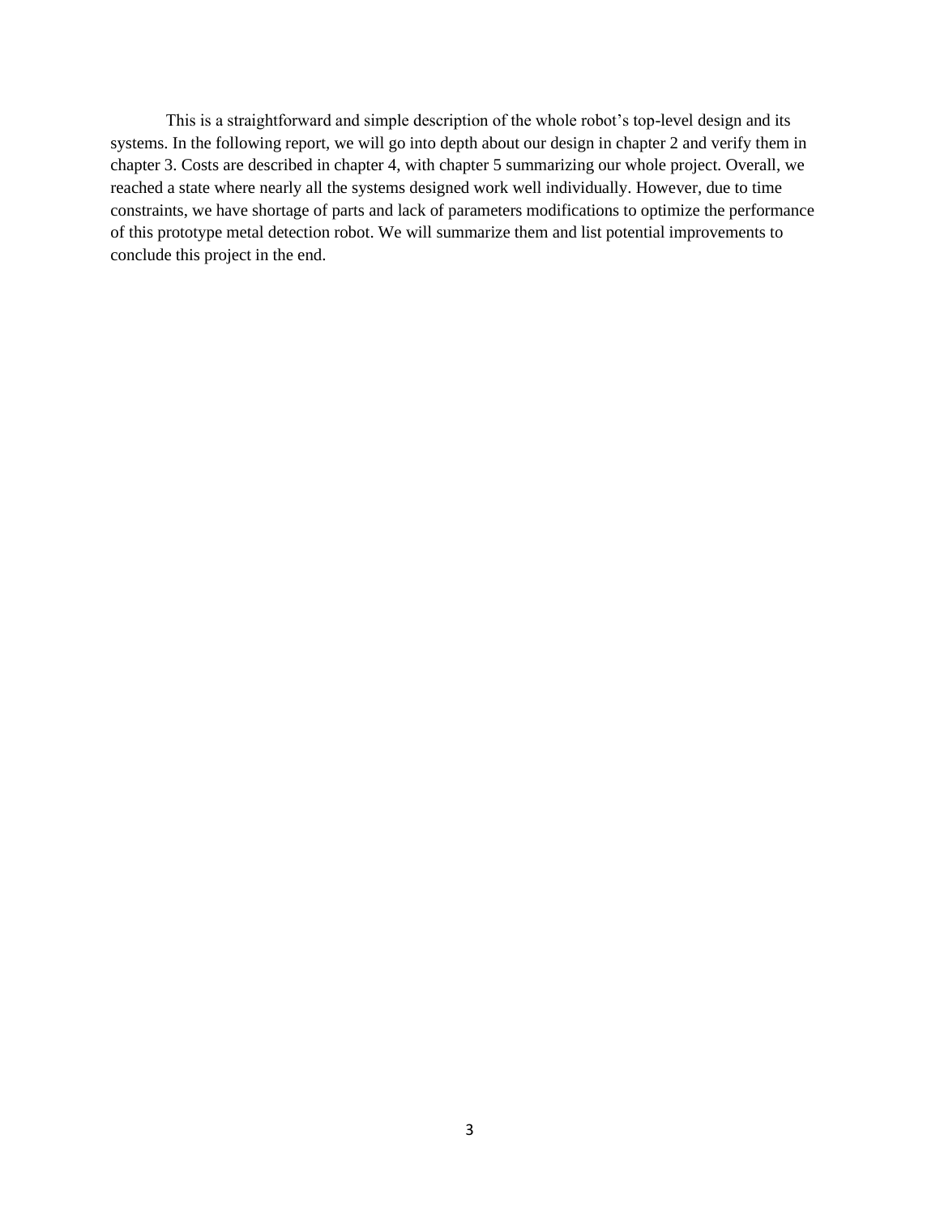This is a straightforward and simple description of the whole robot's top-level design and its systems. In the following report, we will go into depth about our design in chapter 2 and verify them in chapter 3. Costs are described in chapter 4, with chapter 5 summarizing our whole project. Overall, we reached a state where nearly all the systems designed work well individually. However, due to time constraints, we have shortage of parts and lack of parameters modifications to optimize the performance of this prototype metal detection robot. We will summarize them and list potential improvements to conclude this project in the end.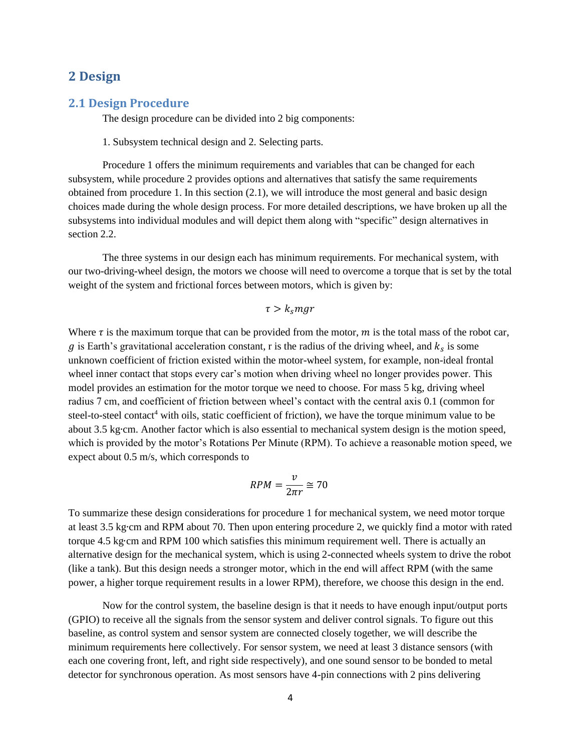# 2 Design

## 2.1 Design Procedure

The design procedure can be divided into 2 big components:

1. Subsystem technical design and 2. Selecting parts.

Procedure 1 offers the minimum requirements and variables that can be changed for each subsystem, while procedure 2 provides options and alternatives that satisfy the same requirements obtained from procedure 1. In this section (2.1), we will introduce the most general and basic design choices made during the whole design process. For more detailed descriptions, we have broken up all the subsystems into individual modules and will depict them along with "specific" design alternatives in section 2.2.

The three systems in our design each has minimum requirements. For mechanical system, with our two-driving-wheel design, the motors we choose will need to overcome a torque that is set by the total weight of the system and frictional forces between motors, which is given by:

$$\tau > k_s mgr$$

Where $\tau$ is the maximum torque that can be provided from the motor, $m$ is the total mass of the robot car, $g$ is Earth's gravitational acceleration constant, r is the radius of the driving wheel, and $k_s$ is some unknown coefficient of friction existed within the motor-wheel system, for example, non-ideal frontal wheel inner contact that stops every car's motion when driving wheel no longer provides power. This model provides an estimation for the motor torque we need to choose. For mass 5 kg, driving wheel radius 7 cm, and coefficient of friction between wheel's contact with the central axis 0.1 (common for steel-to-steel contact[4] with oils, static coefficient of friction), we have the torque minimum value to be about 3.5 kg·cm. Another factor which is also essential to mechanical system design is the motion speed, which is provided by the motor's Rotations Per Minute (RPM). To achieve a reasonable motion speed, we expect about 0.5 m/s, which corresponds to

$$RPM = \frac{v}{2\pi r} \cong 70$$

To summarize these design considerations for procedure 1 for mechanical system, we need motor torque at least 3.5 kg·cm and RPM about 70. Then upon entering procedure 2, we quickly find a motor with rated torque 4.5 kg·cm and RPM 100 which satisfies this minimum requirement well. There is actually an alternative design for the mechanical system, which is using 2-connected wheels system to drive the robot (like a tank). But this design needs a stronger motor, which in the end will affect RPM (with the same power, a higher torque requirement results in a lower RPM), therefore, we choose this design in the end.

Now for the control system, the baseline design is that it needs to have enough input/output ports (GPIO) to receive all the signals from the sensor system and deliver control signals. To figure out this baseline, as control system and sensor system are connected closely together, we will describe the minimum requirements here collectively. For sensor system, we need at least 3 distance sensors (with each one covering front, left, and right side respectively), and one sound sensor to be bonded to metal detector for synchronous operation. As most sensors have 4-pin connections with 2 pins delivering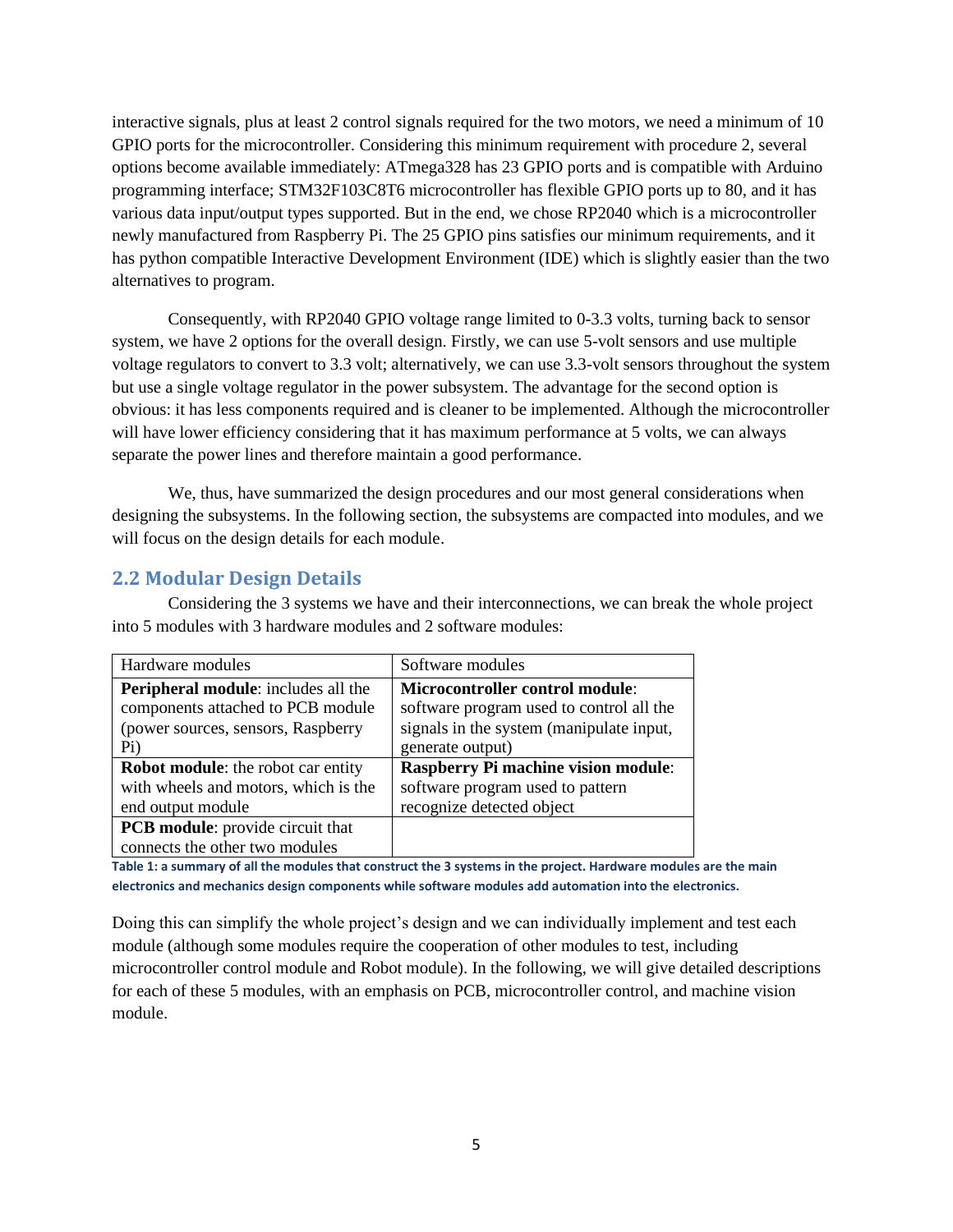interactive signals, plus at least 2 control signals required for the two motors, we need a minimum of 10 GPIO ports for the microcontroller. Considering this minimum requirement with procedure 2, several options become available immediately: ATmega328 has 23 GPIO ports and is compatible with Arduino programming interface; STM32F103C8T6 microcontroller has flexible GPIO ports up to 80, and it has various data input/output types supported. But in the end, we chose RP2040 which is a microcontroller newly manufactured from Raspberry Pi. The 25 GPIO pins satisfies our minimum requirements, and it has python compatible Interactive Development Environment (IDE) which is slightly easier than the two alternatives to program.

Consequently, with RP2040 GPIO voltage range limited to 0-3.3 volts, turning back to sensor system, we have 2 options for the overall design. Firstly, we can use 5-volt sensors and use multiple voltage regulators to convert to 3.3 volt; alternatively, we can use 3.3-volt sensors throughout the system but use a single voltage regulator in the power subsystem. The advantage for the second option is obvious: it has less components required and is cleaner to be implemented. Although the microcontroller will have lower efficiency considering that it has maximum performance at 5 volts, we can always separate the power lines and therefore maintain a good performance.

We, thus, have summarized the design procedures and our most general considerations when designing the subsystems. In the following section, the subsystems are compacted into modules, and we will focus on the design details for each module.

## 2.2 Modular Design Details

Considering the 3 systems we have and their interconnections, we can break the whole project into 5 modules with 3 hardware modules and 2 software modules:

| Hardware modules | Software modules |
| --- | --- |
| **Peripheral module**: includes all the components attached to PCB module (power sources, sensors, Raspberry Pi) | **Microcontroller control module**: software program used to control all the signals in the system (manipulate input, generate output) |
| **Robot module**: the robot car entity with wheels and motors, which is the end output module | **Raspberry Pi machine vision module**: software program used to pattern recognize detected object |
| **PCB module**: provide circuit that connects the other two modules | |

**Table 1: a summary of all the modules that construct the 3 systems in the project. Hardware modules are the main electronics and mechanics design components while software modules add automation into the electronics.**

Doing this can simplify the whole project's design and we can individually implement and test each module (although some modules require the cooperation of other modules to test, including microcontroller control module and Robot module). In the following, we will give detailed descriptions for each of these 5 modules, with an emphasis on PCB, microcontroller control, and machine vision module.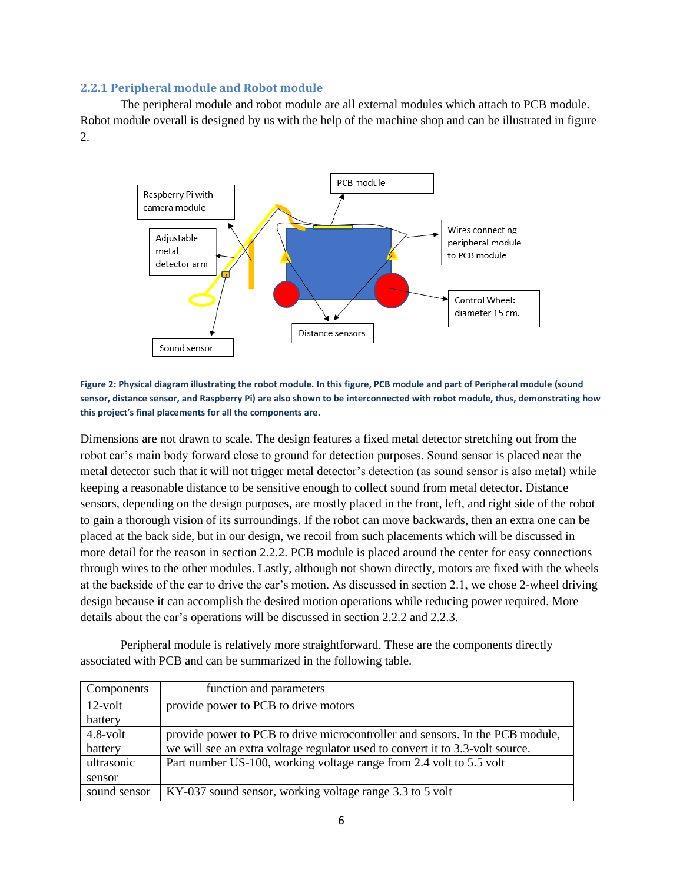### 2.2.1 Peripheral module and Robot module

The peripheral module and robot module are all external modules which attach to PCB module. Robot module overall is designed by us with the help of the machine shop and can be illustrated in figure 2.

**Figure 2: Physical diagram illustrating the robot module. In this figure, PCB module and part of Peripheral module (sound sensor, distance sensor, and Raspberry Pi) are also shown to be interconnected with robot module, thus, demonstrating how this project's final placements for all the components are.**

Dimensions are not drawn to scale. The design features a fixed metal detector stretching out from the robot car's main body forward close to ground for detection purposes. Sound sensor is placed near the metal detector such that it will not trigger metal detector's detection (as sound sensor is also metal) while keeping a reasonable distance to be sensitive enough to collect sound from metal detector. Distance sensors, depending on the design purposes, are mostly placed in the front, left, and right side of the robot to gain a thorough vision of its surroundings. If the robot can move backwards, then an extra one can be placed at the back side, but in our design, we recoil from such placements which will be discussed in more detail for the reason in section 2.2.2. PCB module is placed around the center for easy connections through wires to the other modules. Lastly, although not shown directly, motors are fixed with the wheels at the backside of the car to drive the car's motion. As discussed in section 2.1, we chose 2-wheel driving design because it can accomplish the desired motion operations while reducing power required. More details about the car's operations will be discussed in section 2.2.2 and 2.2.3.

Peripheral module is relatively more straightforward. These are the components directly associated with PCB and can be summarized in the following table.

| Components | function and parameters |
| --- | --- |
| 12-volt battery | provide power to PCB to drive motors |
| 4.8-volt battery | provide power to PCB to drive microcontroller and sensors. In the PCB module, we will see an extra voltage regulator used to convert it to 3.3-volt source. |
| ultrasonic sensor | Part number US-100, working voltage range from 2.4 volt to 5.5 volt |
| sound sensor | KY-037 sound sensor, working voltage range 3.3 to 5 volt |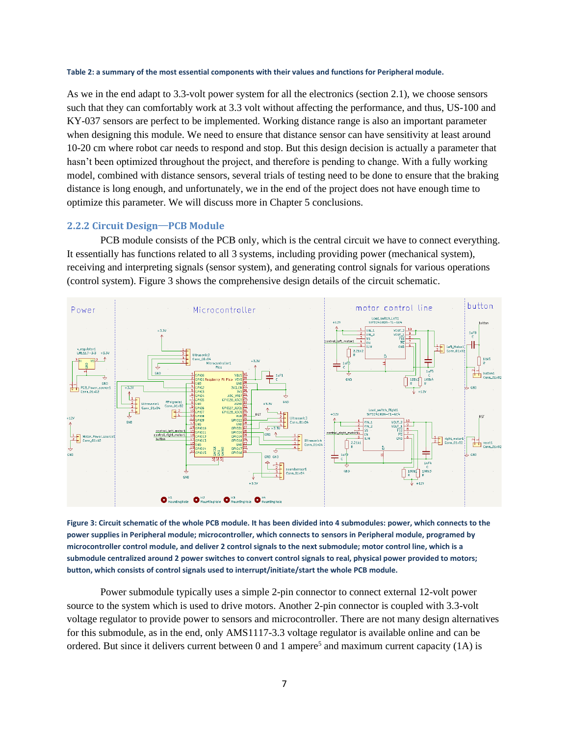**Table 2: a summary of the most essential components with their values and functions for Peripheral module.**

As we in the end adapt to 3.3-volt power system for all the electronics (section 2.1), we choose sensors such that they can comfortably work at 3.3 volt without affecting the performance, and thus, US-100 and KY-037 sensors are perfect to be implemented. Working distance range is also an important parameter when designing this module. We need to ensure that distance sensor can have sensitivity at least around 10-20 cm where robot car needs to respond and stop. But this design decision is actually a parameter that hasn't been optimized throughout the project, and therefore is pending to change. With a fully working model, combined with distance sensors, several trials of testing need to be done to ensure that the braking distance is long enough, and unfortunately, we in the end of the project does not have enough time to optimize this parameter. We will discuss more in Chapter 5 conclusions.

### 2.2.2 Circuit Design—PCB Module

PCB module consists of the PCB only, which is the central circuit we have to connect everything. It essentially has functions related to all 3 systems, including providing power (mechanical system), receiving and interpreting signals (sensor system), and generating control signals for various operations (control system). Figure 3 shows the comprehensive design details of the circuit schematic.

**Figure 3: Circuit schematic of the whole PCB module. It has been divided into 4 submodules: power, which connects to the power supplies in Peripheral module; microcontroller, which connects to sensors in Peripheral module, programed by microcontroller control module, and deliver 2 control signals to the next submodule; motor control line, which is a submodule centralized around 2 power switches to convert control signals to real, physical power provided to motors; button, which consists of control signals used to interrupt/initiate/start the whole PCB module.**

Power submodule typically uses a simple 2-pin connector to connect external 12-volt power source to the system which is used to drive motors. Another 2-pin connector is coupled with 3.3-volt voltage regulator to provide power to sensors and microcontroller. There are not many design alternatives for this submodule, as in the end, only AMS1117-3.3 voltage regulator is available online and can be ordered. But since it delivers current between 0 and 1 ampere[5] and maximum current capacity (1A) is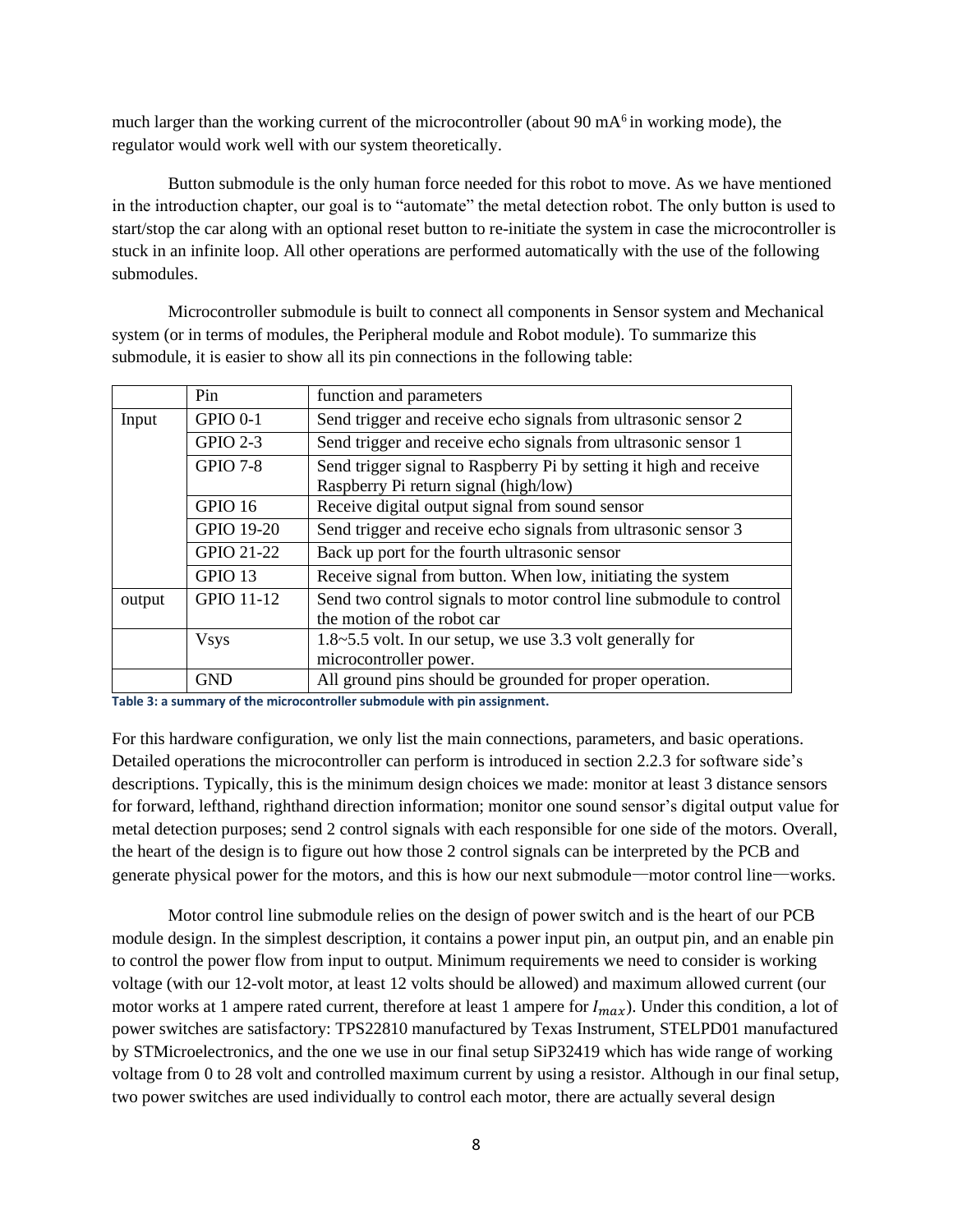much larger than the working current of the microcontroller (about 90 mA[6] in working mode), the regulator would work well with our system theoretically.

Button submodule is the only human force needed for this robot to move. As we have mentioned in the introduction chapter, our goal is to "automate" the metal detection robot. The only button is used to start/stop the car along with an optional reset button to re-initiate the system in case the microcontroller is stuck in an infinite loop. All other operations are performed automatically with the use of the following submodules.

Microcontroller submodule is built to connect all components in Sensor system and Mechanical system (or in terms of modules, the Peripheral module and Robot module). To summarize this submodule, it is easier to show all its pin connections in the following table:

| | Pin | function and parameters |
|---|---|---|
| Input | GPIO 0-1 | Send trigger and receive echo signals from ultrasonic sensor 2 |
| | GPIO 2-3 | Send trigger and receive echo signals from ultrasonic sensor 1 |
| | GPIO 7-8 | Send trigger signal to Raspberry Pi by setting it high and receive Raspberry Pi return signal (high/low) |
| | GPIO 16 | Receive digital output signal from sound sensor |
| | GPIO 19-20 | Send trigger and receive echo signals from ultrasonic sensor 3 |
| | GPIO 21-22 | Back up port for the fourth ultrasonic sensor |
| | GPIO 13 | Receive signal from button. When low, initiating the system |
| output | GPIO 11-12 | Send two control signals to motor control line submodule to control the motion of the robot car |
| | Vsys | 1.8~5.5 volt. In our setup, we use 3.3 volt generally for microcontroller power. |
| | GND | All ground pins should be grounded for proper operation. |

**Table 3: a summary of the microcontroller submodule with pin assignment.**

For this hardware configuration, we only list the main connections, parameters, and basic operations. Detailed operations the microcontroller can perform is introduced in section 2.2.3 for software side's descriptions. Typically, this is the minimum design choices we made: monitor at least 3 distance sensors for forward, lefthand, righthand direction information; monitor one sound sensor's digital output value for metal detection purposes; send 2 control signals with each responsible for one side of the motors. Overall, the heart of the design is to figure out how those 2 control signals can be interpreted by the PCB and generate physical power for the motors, and this is how our next submodule—motor control line—works.

Motor control line submodule relies on the design of power switch and is the heart of our PCB module design. In the simplest description, it contains a power input pin, an output pin, and an enable pin to control the power flow from input to output. Minimum requirements we need to consider is working voltage (with our 12-volt motor, at least 12 volts should be allowed) and maximum allowed current (our motor works at 1 ampere rated current, therefore at least 1 ampere for $I_{max}$). Under this condition, a lot of power switches are satisfactory: TPS22810 manufactured by Texas Instrument, STELPD01 manufactured by STMicroelectronics, and the one we use in our final setup SiP32419 which has wide range of working voltage from 0 to 28 volt and controlled maximum current by using a resistor. Although in our final setup, two power switches are used individually to control each motor, there are actually several design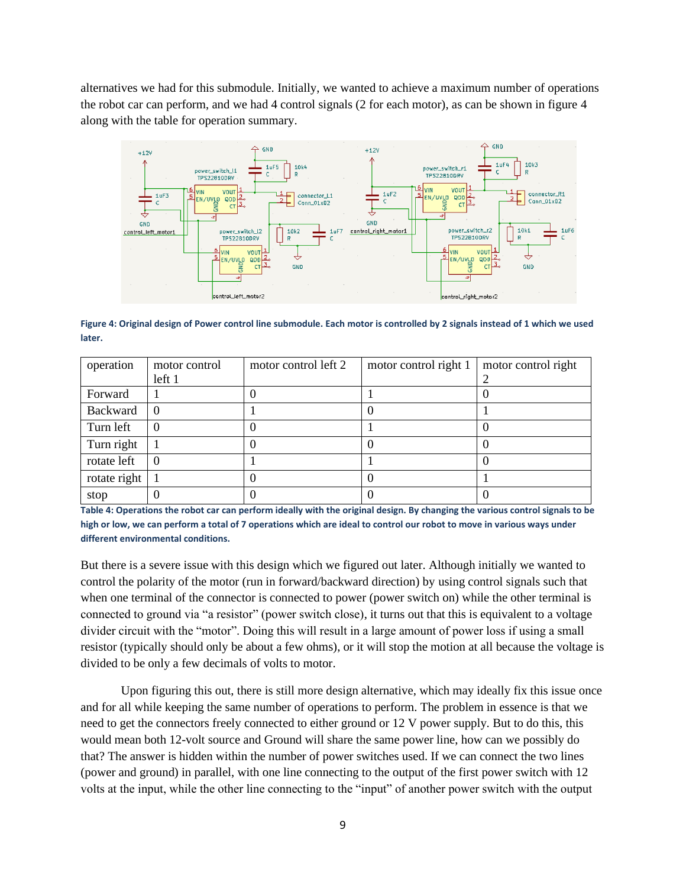alternatives we had for this submodule. Initially, we wanted to achieve a maximum number of operations the robot car can perform, and we had 4 control signals (2 for each motor), as can be shown in figure 4 along with the table for operation summary.

**Figure 4: Original design of Power control line submodule. Each motor is controlled by 2 signals instead of 1 which we used later.**

| operation | motor control left 1 | motor control left 2 | motor control right 1 | motor control right 2 |
|---|---|---|---|---|
| Forward | 1 | 0 | 1 | 0 |
| Backward | 0 | 1 | 0 | 1 |
| Turn left | 0 | 0 | 1 | 0 |
| Turn right | 1 | 0 | 0 | 0 |
| rotate left | 0 | 1 | 1 | 0 |
| rotate right | 1 | 0 | 0 | 1 |
| stop | 0 | 0 | 0 | 0 |

**Table 4: Operations the robot car can perform ideally with the original design. By changing the various control signals to be high or low, we can perform a total of 7 operations which are ideal to control our robot to move in various ways under different environmental conditions.**

But there is a severe issue with this design which we figured out later. Although initially we wanted to control the polarity of the motor (run in forward/backward direction) by using control signals such that when one terminal of the connector is connected to power (power switch on) while the other terminal is connected to ground via "a resistor" (power switch close), it turns out that this is equivalent to a voltage divider circuit with the "motor". Doing this will result in a large amount of power loss if using a small resistor (typically should only be about a few ohms), or it will stop the motion at all because the voltage is divided to be only a few decimals of volts to motor.

Upon figuring this out, there is still more design alternative, which may ideally fix this issue once and for all while keeping the same number of operations to perform. The problem in essence is that we need to get the connectors freely connected to either ground or 12 V power supply. But to do this, this would mean both 12-volt source and Ground will share the same power line, how can we possibly do that? The answer is hidden within the number of power switches used. If we can connect the two lines (power and ground) in parallel, with one line connecting to the output of the first power switch with 12 volts at the input, while the other line connecting to the "input" of another power switch with the output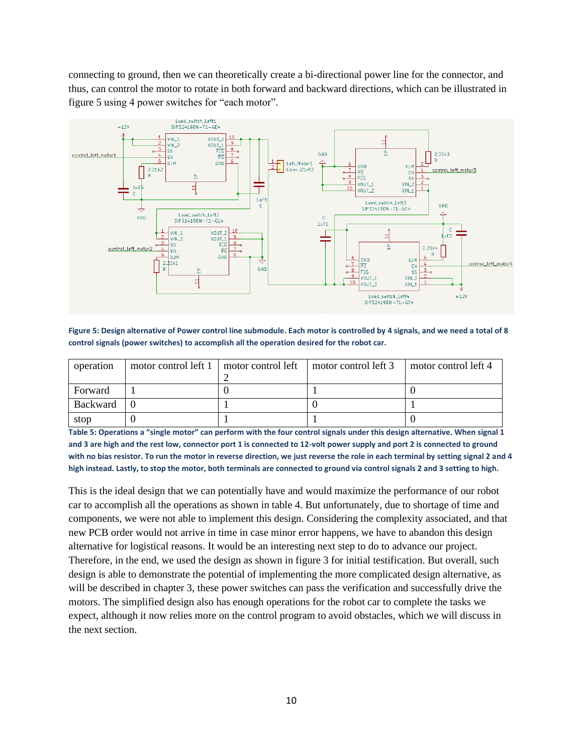connecting to ground, then we can theoretically create a bi-directional power line for the connector, and thus, can control the motor to rotate in both forward and backward directions, which can be illustrated in figure 5 using 4 power switches for "each motor".

**Figure 5: Design alternative of Power control line submodule. Each motor is controlled by 4 signals, and we need a total of 8 control signals (power switches) to accomplish all the operation desired for the robot car.**

| operation | motor control left 1 | motor control left 2 | motor control left 3 | motor control left 4 |
|---|---|---|---|---|
| Forward | 1 | 0 | 1 | 0 |
| Backward | 0 | 1 | 0 | 1 |
| stop | 0 | 1 | 1 | 0 |

**Table 5: Operations a "single motor" can perform with the four control signals under this design alternative. When signal 1 and 3 are high and the rest low, connector port 1 is connected to 12-volt power supply and port 2 is connected to ground with no bias resistor. To run the motor in reverse direction, we just reverse the role in each terminal by setting signal 2 and 4 high instead. Lastly, to stop the motor, both terminals are connected to ground via control signals 2 and 3 setting to high.**

This is the ideal design that we can potentially have and would maximize the performance of our robot car to accomplish all the operations as shown in table 4. But unfortunately, due to shortage of time and components, we were not able to implement this design. Considering the complexity associated, and that new PCB order would not arrive in time in case minor error happens, we have to abandon this design alternative for logistical reasons. It would be an interesting next step to do to advance our project. Therefore, in the end, we used the design as shown in figure 3 for initial testification. But overall, such design is able to demonstrate the potential of implementing the more complicated design alternative, as will be described in chapter 3, these power switches can pass the verification and successfully drive the motors. The simplified design also has enough operations for the robot car to complete the tasks we expect, although it now relies more on the control program to avoid obstacles, which we will discuss in the next section.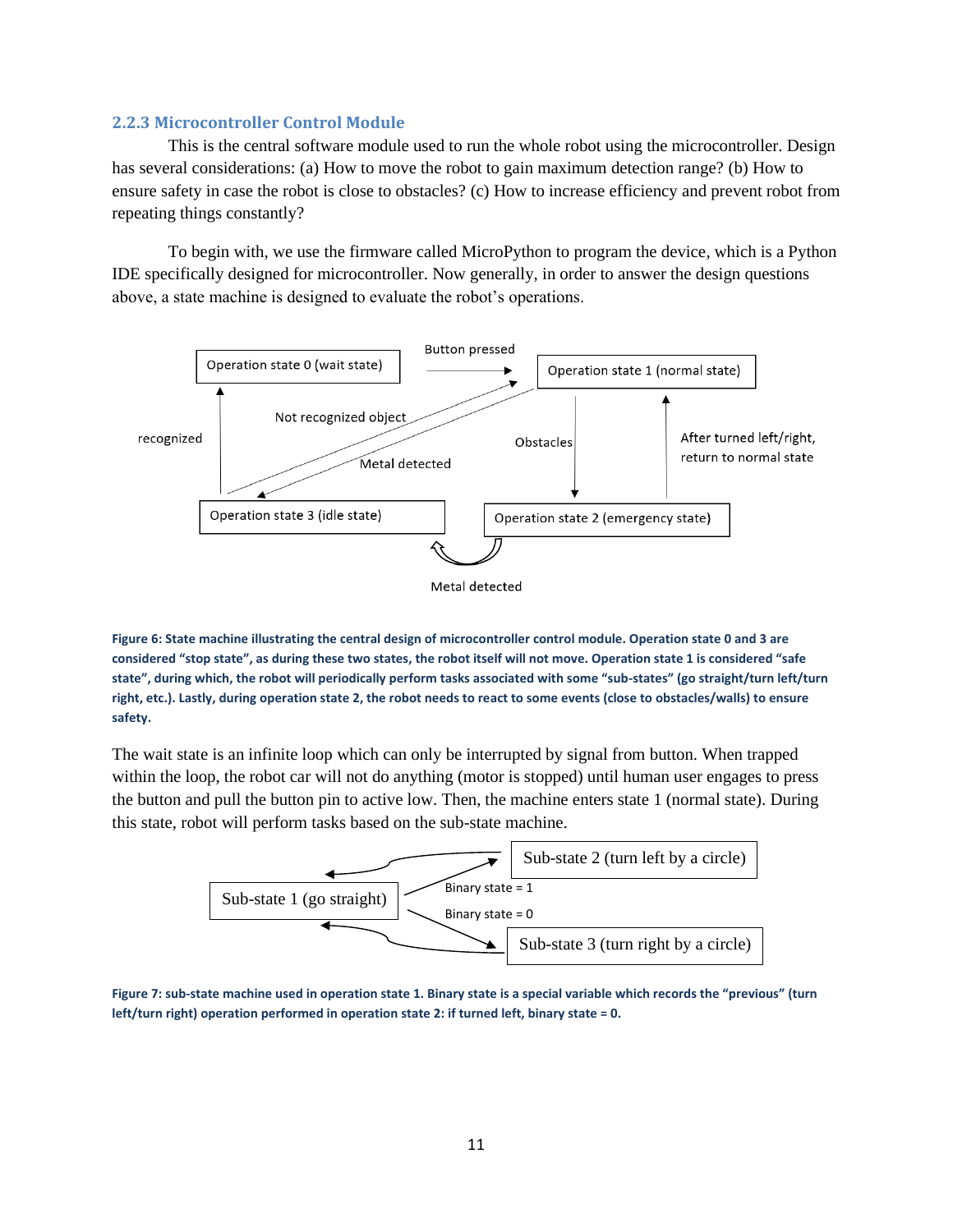### 2.2.3 Microcontroller Control Module

This is the central software module used to run the whole robot using the microcontroller. Design has several considerations: (a) How to move the robot to gain maximum detection range? (b) How to ensure safety in case the robot is close to obstacles? (c) How to increase efficiency and prevent robot from repeating things constantly?

To begin with, we use the firmware called MicroPython to program the device, which is a Python IDE specifically designed for microcontroller. Now generally, in order to answer the design questions above, a state machine is designed to evaluate the robot's operations.

Operation state 0 (wait state) — Button pressed → Operation state 1 (normal state)

Operation state 1 (normal state) — Obstacles → Operation state 2 (emergency state)

Operation state 2 (emergency state) — After turned left/right, return to normal state → Operation state 1 (normal state)

Operation state 1 (normal state) — Metal detected → Operation state 3 (idle state)

Operation state 2 (emergency state) — Metal detected → Operation state 3 (idle state)

Operation state 3 (idle state) — Not recognized object → Operation state 1 (normal state)

Operation state 3 (idle state) — recognized → Operation state 0 (wait state)

**Figure 6: State machine illustrating the central design of microcontroller control module. Operation state 0 and 3 are considered "stop state", as during these two states, the robot itself will not move. Operation state 1 is considered "safe state", during which, the robot will periodically perform tasks associated with some "sub-states" (go straight/turn left/turn right, etc.). Lastly, during operation state 2, the robot needs to react to some events (close to obstacles/walls) to ensure safety.**

The wait state is an infinite loop which can only be interrupted by signal from button. When trapped within the loop, the robot car will not do anything (motor is stopped) until human user engages to press the button and pull the button pin to active low. Then, the machine enters state 1 (normal state). During this state, robot will perform tasks based on the sub-state machine.

Sub-state 1 (go straight) — Binary state = 1 → Sub-state 2 (turn left by a circle)

Sub-state 1 (go straight) — Binary state = 0 → Sub-state 3 (turn right by a circle)

Sub-state 2 (turn left by a circle) → Sub-state 1 (go straight)

Sub-state 3 (turn right by a circle) → Sub-state 1 (go straight)

**Figure 7: sub-state machine used in operation state 1. Binary state is a special variable which records the "previous" (turn left/turn right) operation performed in operation state 2: if turned left, binary state = 0.**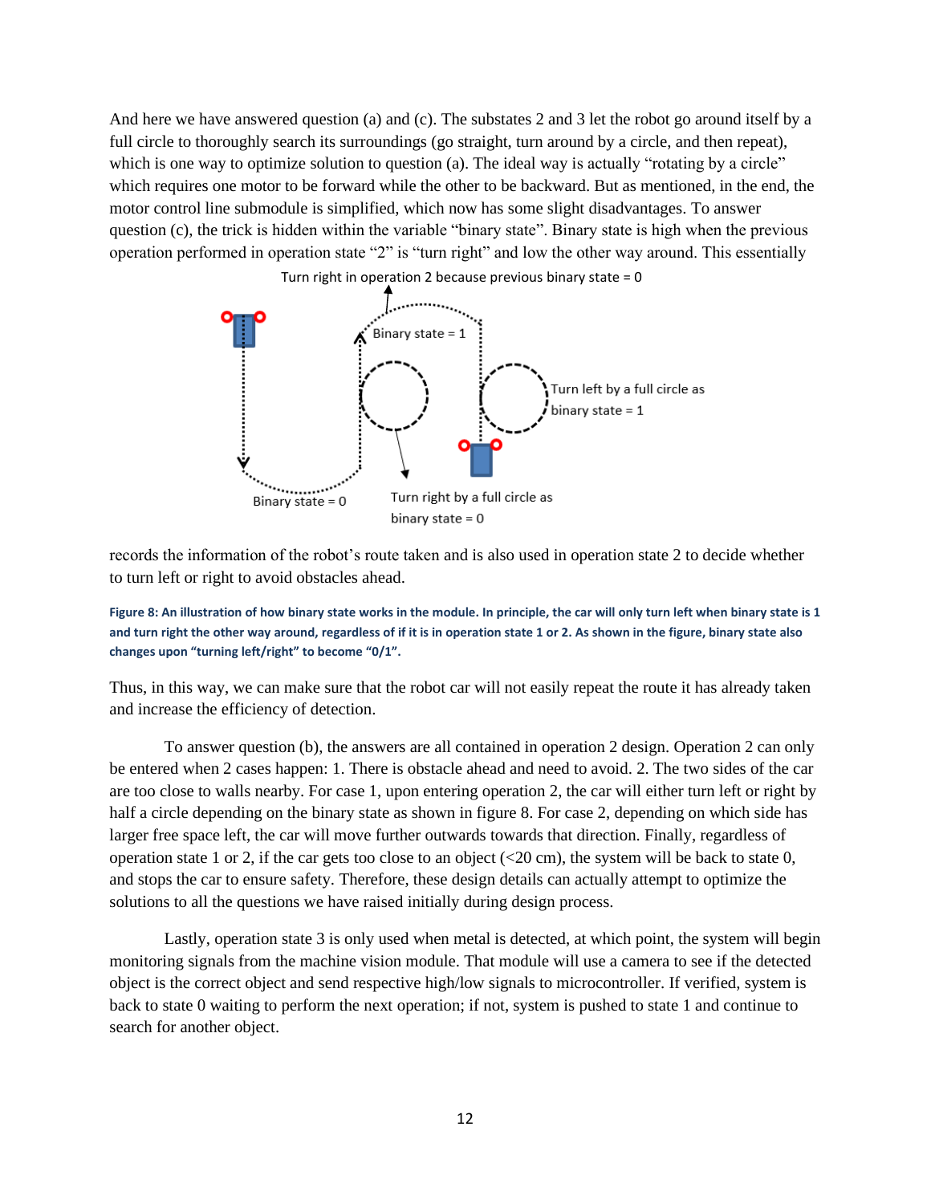And here we have answered question (a) and (c). The substates 2 and 3 let the robot go around itself by a full circle to thoroughly search its surroundings (go straight, turn around by a circle, and then repeat), which is one way to optimize solution to question (a). The ideal way is actually "rotating by a circle" which requires one motor to be forward while the other to be backward. But as mentioned, in the end, the motor control line submodule is simplified, which now has some slight disadvantages. To answer question (c), the trick is hidden within the variable "binary state". Binary state is high when the previous operation performed in operation state "2" is "turn right" and low the other way around. This essentially records the information of the robot's route taken and is also used in operation state 2 to decide whether to turn left or right to avoid obstacles ahead.

**Figure 8: An illustration of how binary state works in the module. In principle, the car will only turn left when binary state is 1 and turn right the other way around, regardless of if it is in operation state 1 or 2. As shown in the figure, binary state also changes upon "turning left/right" to become "0/1".**

Thus, in this way, we can make sure that the robot car will not easily repeat the route it has already taken and increase the efficiency of detection.

To answer question (b), the answers are all contained in operation 2 design. Operation 2 can only be entered when 2 cases happen: 1. There is obstacle ahead and need to avoid. 2. The two sides of the car are too close to walls nearby. For case 1, upon entering operation 2, the car will either turn left or right by half a circle depending on the binary state as shown in figure 8. For case 2, depending on which side has larger free space left, the car will move further outwards towards that direction. Finally, regardless of operation state 1 or 2, if the car gets too close to an object (<20 cm), the system will be back to state 0, and stops the car to ensure safety. Therefore, these design details can actually attempt to optimize the solutions to all the questions we have raised initially during design process.

Lastly, operation state 3 is only used when metal is detected, at which point, the system will begin monitoring signals from the machine vision module. That module will use a camera to see if the detected object is the correct object and send respective high/low signals to microcontroller. If verified, system is back to state 0 waiting to perform the next operation; if not, system is pushed to state 1 and continue to search for another object.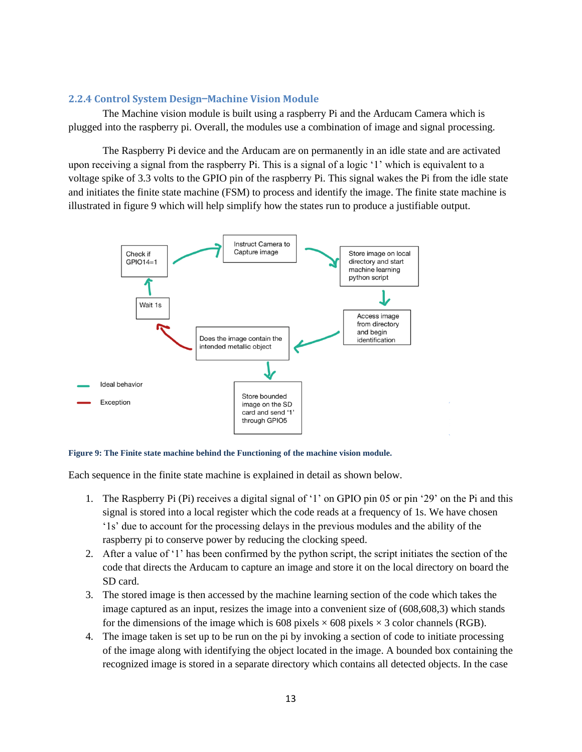### 2.2.4 Control System Design–Machine Vision Module

The Machine vision module is built using a raspberry Pi and the Arducam Camera which is plugged into the raspberry pi. Overall, the modules use a combination of image and signal processing.

The Raspberry Pi device and the Arducam are on permanently in an idle state and are activated upon receiving a signal from the raspberry Pi. This is a signal of a logic '1' which is equivalent to a voltage spike of 3.3 volts to the GPIO pin of the raspberry Pi. This signal wakes the Pi from the idle state and initiates the finite state machine (FSM) to process and identify the image. The finite state machine is illustrated in figure 9 which will help simplify how the states run to produce a justifiable output.

Figure 9: The Finite state machine behind the Functioning of the machine vision module.

Each sequence in the finite state machine is explained in detail as shown below.

1. The Raspberry Pi (Pi) receives a digital signal of '1' on GPIO pin 05 or pin '29' on the Pi and this signal is stored into a local register which the code reads at a frequency of 1s. We have chosen '1s' due to account for the processing delays in the previous modules and the ability of the raspberry pi to conserve power by reducing the clocking speed.
2. After a value of '1' has been confirmed by the python script, the script initiates the section of the code that directs the Arducam to capture an image and store it on the local directory on board the SD card.
3. The stored image is then accessed by the machine learning section of the code which takes the image captured as an input, resizes the image into a convenient size of (608,608,3) which stands for the dimensions of the image which is 608 pixels × 608 pixels × 3 color channels (RGB).
4. The image taken is set up to be run on the pi by invoking a section of code to initiate processing of the image along with identifying the object located in the image. A bounded box containing the recognized image is stored in a separate directory which contains all detected objects. In the case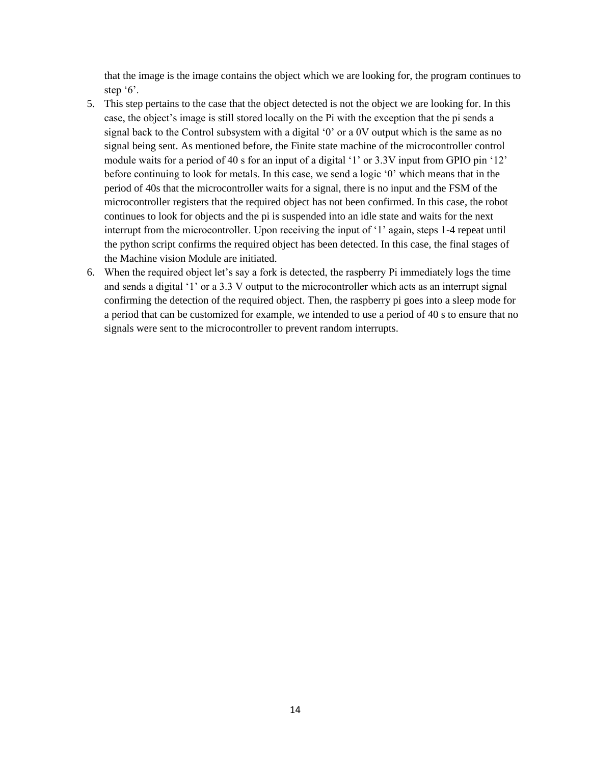that the image is the image contains the object which we are looking for, the program continues to step '6'.

5. This step pertains to the case that the object detected is not the object we are looking for. In this case, the object's image is still stored locally on the Pi with the exception that the pi sends a signal back to the Control subsystem with a digital '0' or a 0V output which is the same as no signal being sent. As mentioned before, the Finite state machine of the microcontroller control module waits for a period of 40 s for an input of a digital '1' or 3.3V input from GPIO pin '12' before continuing to look for metals. In this case, we send a logic '0' which means that in the period of 40s that the microcontroller waits for a signal, there is no input and the FSM of the microcontroller registers that the required object has not been confirmed. In this case, the robot continues to look for objects and the pi is suspended into an idle state and waits for the next interrupt from the microcontroller. Upon receiving the input of '1' again, steps 1-4 repeat until the python script confirms the required object has been detected. In this case, the final stages of the Machine vision Module are initiated.
6. When the required object let's say a fork is detected, the raspberry Pi immediately logs the time and sends a digital '1' or a 3.3 V output to the microcontroller which acts as an interrupt signal confirming the detection of the required object. Then, the raspberry pi goes into a sleep mode for a period that can be customized for example, we intended to use a period of 40 s to ensure that no signals were sent to the microcontroller to prevent random interrupts.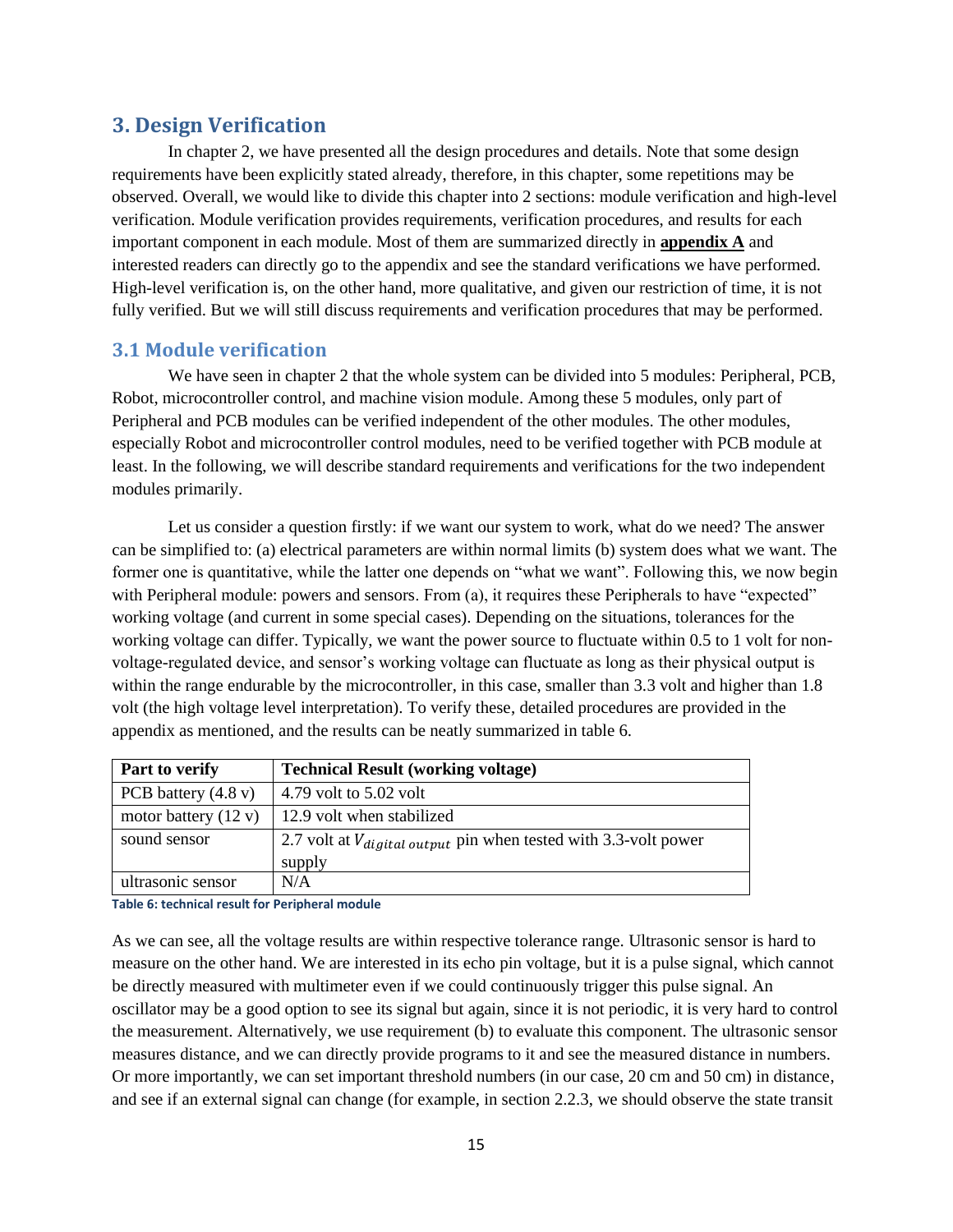## 3. Design Verification

In chapter 2, we have presented all the design procedures and details. Note that some design requirements have been explicitly stated already, therefore, in this chapter, some repetitions may be observed. Overall, we would like to divide this chapter into 2 sections: module verification and high-level verification. Module verification provides requirements, verification procedures, and results for each important component in each module. Most of them are summarized directly in **appendix A** and interested readers can directly go to the appendix and see the standard verifications we have performed. High-level verification is, on the other hand, more qualitative, and given our restriction of time, it is not fully verified. But we will still discuss requirements and verification procedures that may be performed.

### 3.1 Module verification

We have seen in chapter 2 that the whole system can be divided into 5 modules: Peripheral, PCB, Robot, microcontroller control, and machine vision module. Among these 5 modules, only part of Peripheral and PCB modules can be verified independent of the other modules. The other modules, especially Robot and microcontroller control modules, need to be verified together with PCB module at least. In the following, we will describe standard requirements and verifications for the two independent modules primarily.

Let us consider a question firstly: if we want our system to work, what do we need? The answer can be simplified to: (a) electrical parameters are within normal limits (b) system does what we want. The former one is quantitative, while the latter one depends on "what we want". Following this, we now begin with Peripheral module: powers and sensors. From (a), it requires these Peripherals to have "expected" working voltage (and current in some special cases). Depending on the situations, tolerances for the working voltage can differ. Typically, we want the power source to fluctuate within 0.5 to 1 volt for non-voltage-regulated device, and sensor's working voltage can fluctuate as long as their physical output is within the range endurable by the microcontroller, in this case, smaller than 3.3 volt and higher than 1.8 volt (the high voltage level interpretation). To verify these, detailed procedures are provided in the appendix as mentioned, and the results can be neatly summarized in table 6.

| Part to verify | Technical Result (working voltage) |
| --- | --- |
| PCB battery (4.8 v) | 4.79 volt to 5.02 volt |
| motor battery (12 v) | 12.9 volt when stabilized |
| sound sensor | 2.7 volt at $V_{digital\ output}$ pin when tested with 3.3-volt power supply |
| ultrasonic sensor | N/A |

**Table 6: technical result for Peripheral module**

As we can see, all the voltage results are within respective tolerance range. Ultrasonic sensor is hard to measure on the other hand. We are interested in its echo pin voltage, but it is a pulse signal, which cannot be directly measured with multimeter even if we could continuously trigger this pulse signal. An oscillator may be a good option to see its signal but again, since it is not periodic, it is very hard to control the measurement. Alternatively, we use requirement (b) to evaluate this component. The ultrasonic sensor measures distance, and we can directly provide programs to it and see the measured distance in numbers. Or more importantly, we can set important threshold numbers (in our case, 20 cm and 50 cm) in distance, and see if an external signal can change (for example, in section 2.2.3, we should observe the state transit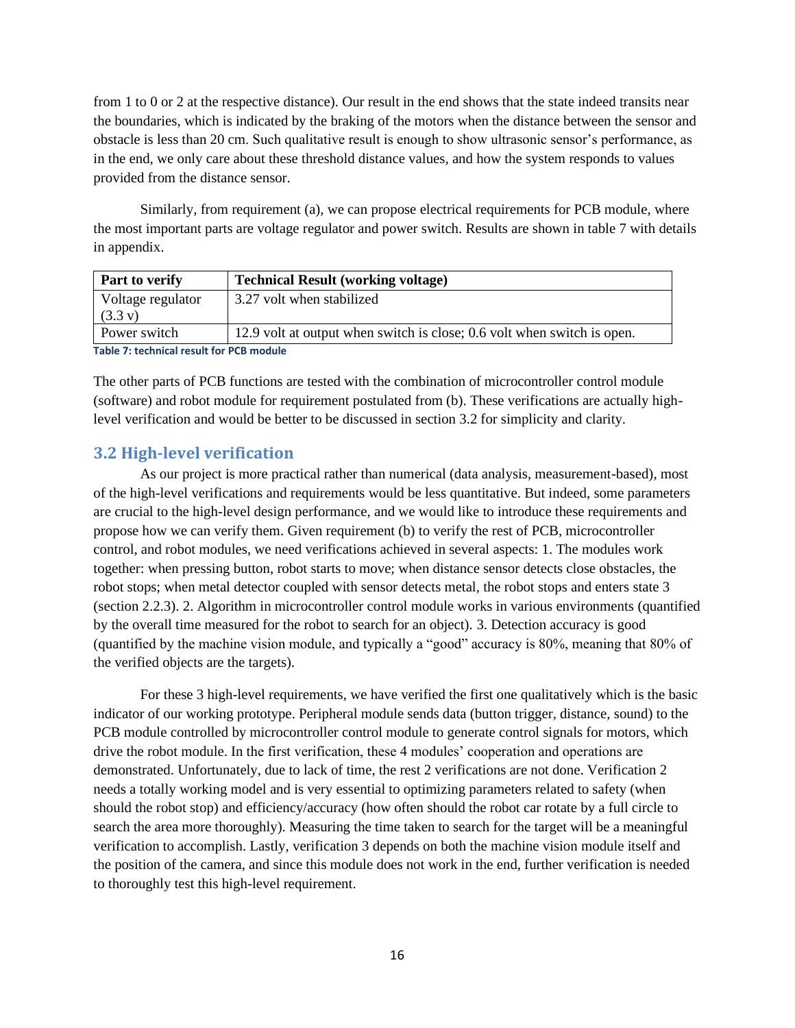from 1 to 0 or 2 at the respective distance). Our result in the end shows that the state indeed transits near the boundaries, which is indicated by the braking of the motors when the distance between the sensor and obstacle is less than 20 cm. Such qualitative result is enough to show ultrasonic sensor's performance, as in the end, we only care about these threshold distance values, and how the system responds to values provided from the distance sensor.

Similarly, from requirement (a), we can propose electrical requirements for PCB module, where the most important parts are voltage regulator and power switch. Results are shown in table 7 with details in appendix.

| Part to verify | Technical Result (working voltage) |
| --- | --- |
| Voltage regulator (3.3 v) | 3.27 volt when stabilized |
| Power switch | 12.9 volt at output when switch is close; 0.6 volt when switch is open. |

**Table 7: technical result for PCB module**

The other parts of PCB functions are tested with the combination of microcontroller control module (software) and robot module for requirement postulated from (b). These verifications are actually high-level verification and would be better to be discussed in section 3.2 for simplicity and clarity.

## 3.2 High-level verification

As our project is more practical rather than numerical (data analysis, measurement-based), most of the high-level verifications and requirements would be less quantitative. But indeed, some parameters are crucial to the high-level design performance, and we would like to introduce these requirements and propose how we can verify them. Given requirement (b) to verify the rest of PCB, microcontroller control, and robot modules, we need verifications achieved in several aspects: 1. The modules work together: when pressing button, robot starts to move; when distance sensor detects close obstacles, the robot stops; when metal detector coupled with sensor detects metal, the robot stops and enters state 3 (section 2.2.3). 2. Algorithm in microcontroller control module works in various environments (quantified by the overall time measured for the robot to search for an object). 3. Detection accuracy is good (quantified by the machine vision module, and typically a "good" accuracy is 80%, meaning that 80% of the verified objects are the targets).

For these 3 high-level requirements, we have verified the first one qualitatively which is the basic indicator of our working prototype. Peripheral module sends data (button trigger, distance, sound) to the PCB module controlled by microcontroller control module to generate control signals for motors, which drive the robot module. In the first verification, these 4 modules' cooperation and operations are demonstrated. Unfortunately, due to lack of time, the rest 2 verifications are not done. Verification 2 needs a totally working model and is very essential to optimizing parameters related to safety (when should the robot stop) and efficiency/accuracy (how often should the robot car rotate by a full circle to search the area more thoroughly). Measuring the time taken to search for the target will be a meaningful verification to accomplish. Lastly, verification 3 depends on both the machine vision module itself and the position of the camera, and since this module does not work in the end, further verification is needed to thoroughly test this high-level requirement.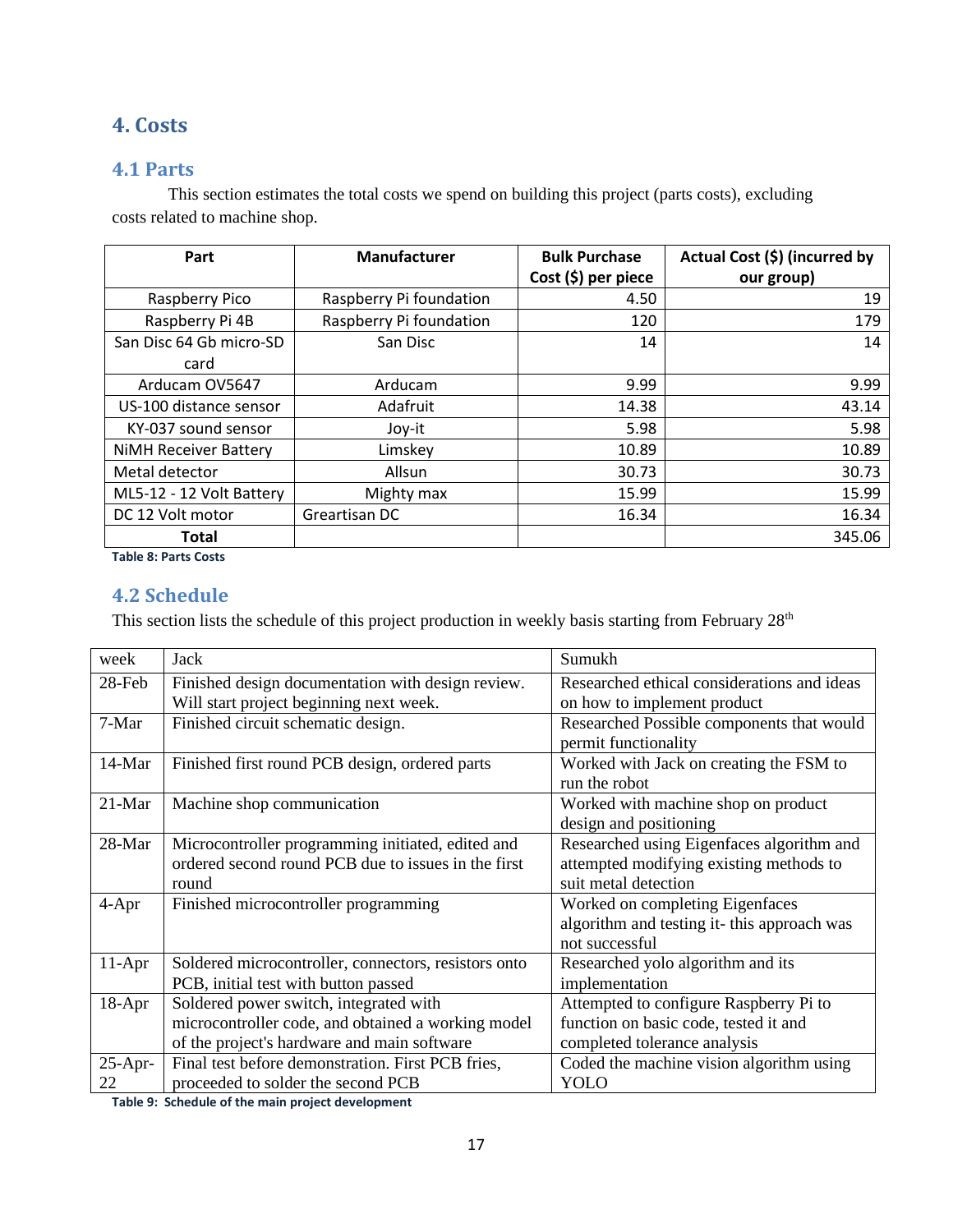# 4. Costs

## 4.1 Parts

This section estimates the total costs we spend on building this project (parts costs), excluding costs related to machine shop.

| Part | Manufacturer | Bulk Purchase Cost ($) per piece | Actual Cost ($) (incurred by our group) |
|---|---|---|---|
| Raspberry Pico | Raspberry Pi foundation | 4.50 | 19 |
| Raspberry Pi 4B | Raspberry Pi foundation | 120 | 179 |
| San Disc 64 Gb micro-SD card | San Disc | 14 | 14 |
| Arducam OV5647 | Arducam | 9.99 | 9.99 |
| US-100 distance sensor | Adafruit | 14.38 | 43.14 |
| KY-037 sound sensor | Joy-it | 5.98 | 5.98 |
| NiMH Receiver Battery | Limskey | 10.89 | 10.89 |
| Metal detector | Allsun | 30.73 | 30.73 |
| ML5-12 - 12 Volt Battery | Mighty max | 15.99 | 15.99 |
| DC 12 Volt motor | Greartisan DC | 16.34 | 16.34 |
| **Total** | | | 345.06 |

**Table 8: Parts Costs**

## 4.2 Schedule

This section lists the schedule of this project production in weekly basis starting from February 28th

| week | Jack | Sumukh |
|---|---|---|
| 28-Feb | Finished design documentation with design review. Will start project beginning next week. | Researched ethical considerations and ideas on how to implement product |
| 7-Mar | Finished circuit schematic design. | Researched Possible components that would permit functionality |
| 14-Mar | Finished first round PCB design, ordered parts | Worked with Jack on creating the FSM to run the robot |
| 21-Mar | Machine shop communication | Worked with machine shop on product design and positioning |
| 28-Mar | Microcontroller programming initiated, edited and ordered second round PCB due to issues in the first round | Researched using Eigenfaces algorithm and attempted modifying existing methods to suit metal detection |
| 4-Apr | Finished microcontroller programming | Worked on completing Eigenfaces algorithm and testing it- this approach was not successful |
| 11-Apr | Soldered microcontroller, connectors, resistors onto PCB, initial test with button passed | Researched yolo algorithm and its implementation |
| 18-Apr | Soldered power switch, integrated with microcontroller code, and obtained a working model of the project's hardware and main software | Attempted to configure Raspberry Pi to function on basic code, tested it and completed tolerance analysis |
| 25-Apr-22 | Final test before demonstration. First PCB fries, proceeded to solder the second PCB | Coded the machine vision algorithm using YOLO |

**Table 9: Schedule of the main project development**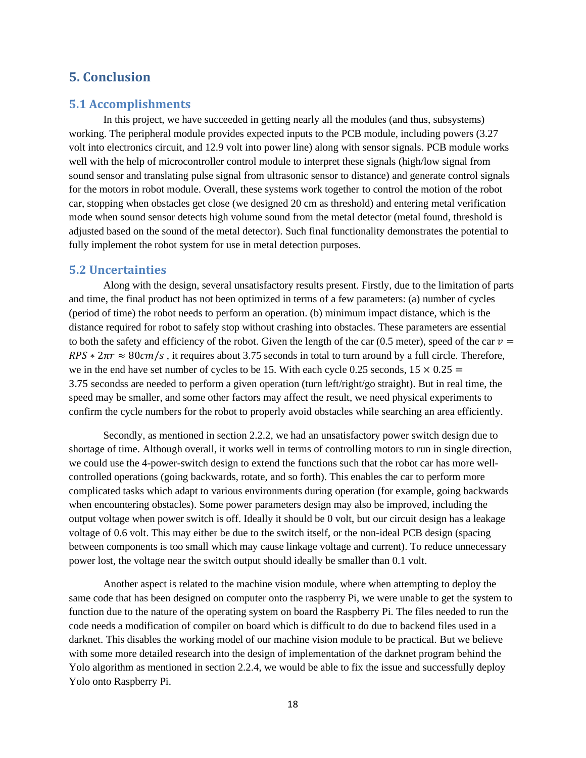# 5. Conclusion

## 5.1 Accomplishments

In this project, we have succeeded in getting nearly all the modules (and thus, subsystems) working. The peripheral module provides expected inputs to the PCB module, including powers (3.27 volt into electronics circuit, and 12.9 volt into power line) along with sensor signals. PCB module works well with the help of microcontroller control module to interpret these signals (high/low signal from sound sensor and translating pulse signal from ultrasonic sensor to distance) and generate control signals for the motors in robot module. Overall, these systems work together to control the motion of the robot car, stopping when obstacles get close (we designed 20 cm as threshold) and entering metal verification mode when sound sensor detects high volume sound from the metal detector (metal found, threshold is adjusted based on the sound of the metal detector). Such final functionality demonstrates the potential to fully implement the robot system for use in metal detection purposes.

## 5.2 Uncertainties

Along with the design, several unsatisfactory results present. Firstly, due to the limitation of parts and time, the final product has not been optimized in terms of a few parameters: (a) number of cycles (period of time) the robot needs to perform an operation. (b) minimum impact distance, which is the distance required for robot to safely stop without crashing into obstacles. These parameters are essential to both the safety and efficiency of the robot. Given the length of the car (0.5 meter), speed of the car $v = RPS * 2\pi r \approx 80cm/s$, it requires about 3.75 seconds in total to turn around by a full circle. Therefore, we in the end have set number of cycles to be 15. With each cycle 0.25 seconds, $15 \times 0.25 =$ 3.75 secondss are needed to perform a given operation (turn left/right/go straight). But in real time, the speed may be smaller, and some other factors may affect the result, we need physical experiments to confirm the cycle numbers for the robot to properly avoid obstacles while searching an area efficiently.

Secondly, as mentioned in section 2.2.2, we had an unsatisfactory power switch design due to shortage of time. Although overall, it works well in terms of controlling motors to run in single direction, we could use the 4-power-switch design to extend the functions such that the robot car has more well-controlled operations (going backwards, rotate, and so forth). This enables the car to perform more complicated tasks which adapt to various environments during operation (for example, going backwards when encountering obstacles). Some power parameters design may also be improved, including the output voltage when power switch is off. Ideally it should be 0 volt, but our circuit design has a leakage voltage of 0.6 volt. This may either be due to the switch itself, or the non-ideal PCB design (spacing between components is too small which may cause linkage voltage and current). To reduce unnecessary power lost, the voltage near the switch output should ideally be smaller than 0.1 volt.

Another aspect is related to the machine vision module, where when attempting to deploy the same code that has been designed on computer onto the raspberry Pi, we were unable to get the system to function due to the nature of the operating system on board the Raspberry Pi. The files needed to run the code needs a modification of compiler on board which is difficult to do due to backend files used in a darknet. This disables the working model of our machine vision module to be practical. But we believe with some more detailed research into the design of implementation of the darknet program behind the Yolo algorithm as mentioned in section 2.2.4, we would be able to fix the issue and successfully deploy Yolo onto Raspberry Pi.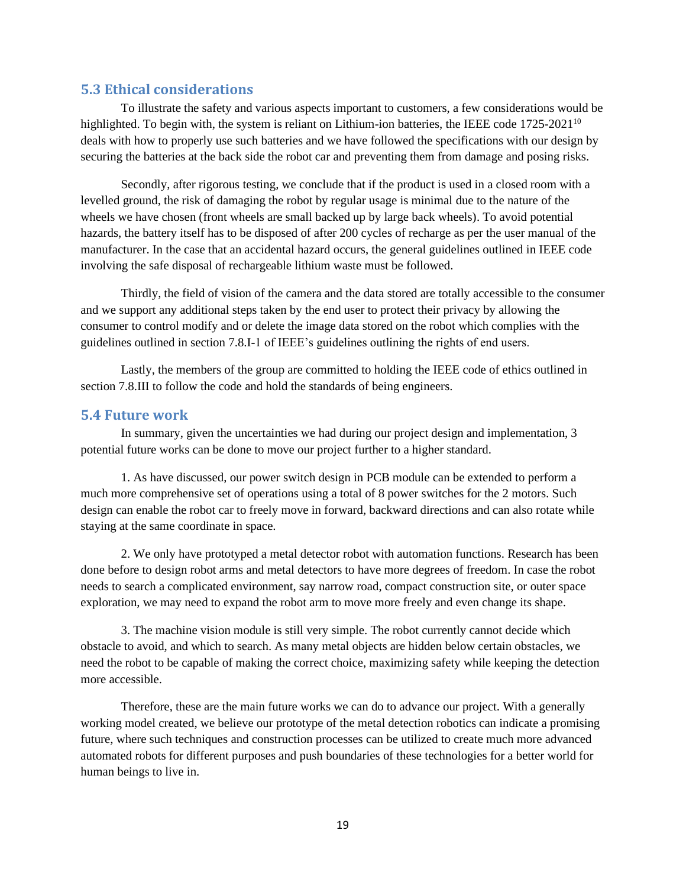## 5.3 Ethical considerations

To illustrate the safety and various aspects important to customers, a few considerations would be highlighted. To begin with, the system is reliant on Lithium-ion batteries, the IEEE code 1725-2021[10] deals with how to properly use such batteries and we have followed the specifications with our design by securing the batteries at the back side the robot car and preventing them from damage and posing risks.

Secondly, after rigorous testing, we conclude that if the product is used in a closed room with a levelled ground, the risk of damaging the robot by regular usage is minimal due to the nature of the wheels we have chosen (front wheels are small backed up by large back wheels). To avoid potential hazards, the battery itself has to be disposed of after 200 cycles of recharge as per the user manual of the manufacturer. In the case that an accidental hazard occurs, the general guidelines outlined in IEEE code involving the safe disposal of rechargeable lithium waste must be followed.

Thirdly, the field of vision of the camera and the data stored are totally accessible to the consumer and we support any additional steps taken by the end user to protect their privacy by allowing the consumer to control modify and or delete the image data stored on the robot which complies with the guidelines outlined in section 7.8.I-1 of IEEE's guidelines outlining the rights of end users.

Lastly, the members of the group are committed to holding the IEEE code of ethics outlined in section 7.8.III to follow the code and hold the standards of being engineers.

## 5.4 Future work

In summary, given the uncertainties we had during our project design and implementation, 3 potential future works can be done to move our project further to a higher standard.

1. As have discussed, our power switch design in PCB module can be extended to perform a much more comprehensive set of operations using a total of 8 power switches for the 2 motors. Such design can enable the robot car to freely move in forward, backward directions and can also rotate while staying at the same coordinate in space.

2. We only have prototyped a metal detector robot with automation functions. Research has been done before to design robot arms and metal detectors to have more degrees of freedom. In case the robot needs to search a complicated environment, say narrow road, compact construction site, or outer space exploration, we may need to expand the robot arm to move more freely and even change its shape.

3. The machine vision module is still very simple. The robot currently cannot decide which obstacle to avoid, and which to search. As many metal objects are hidden below certain obstacles, we need the robot to be capable of making the correct choice, maximizing safety while keeping the detection more accessible.

Therefore, these are the main future works we can do to advance our project. With a generally working model created, we believe our prototype of the metal detection robotics can indicate a promising future, where such techniques and construction processes can be utilized to create much more advanced automated robots for different purposes and push boundaries of these technologies for a better world for human beings to live in.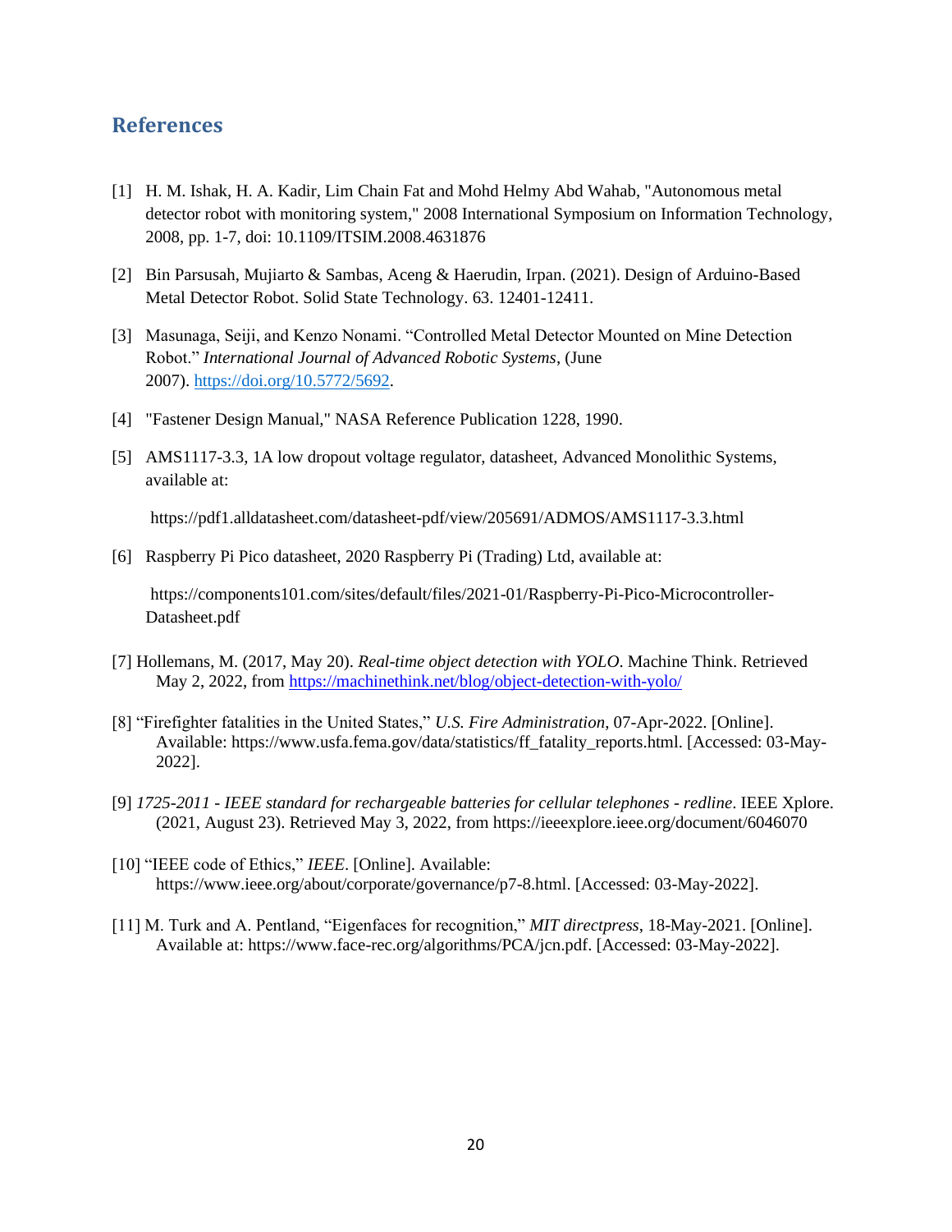## References

[1] H. M. Ishak, H. A. Kadir, Lim Chain Fat and Mohd Helmy Abd Wahab, "Autonomous metal detector robot with monitoring system," 2008 International Symposium on Information Technology, 2008, pp. 1-7, doi: 10.1109/ITSIM.2008.4631876

[2] Bin Parsusah, Mujiarto & Sambas, Aceng & Haerudin, Irpan. (2021). Design of Arduino-Based Metal Detector Robot. Solid State Technology. 63. 12401-12411.

[3] Masunaga, Seiji, and Kenzo Nonami. "Controlled Metal Detector Mounted on Mine Detection Robot." *International Journal of Advanced Robotic Systems*, (June 2007). https://doi.org/10.5772/5692.

[4] "Fastener Design Manual," NASA Reference Publication 1228, 1990.

[5] AMS1117-3.3, 1A low dropout voltage regulator, datasheet, Advanced Monolithic Systems, available at:

https://pdf1.alldatasheet.com/datasheet-pdf/view/205691/ADMOS/AMS1117-3.3.html

[6] Raspberry Pi Pico datasheet, 2020 Raspberry Pi (Trading) Ltd, available at:

https://components101.com/sites/default/files/2021-01/Raspberry-Pi-Pico-Microcontroller-Datasheet.pdf

[7] Hollemans, M. (2017, May 20). *Real-time object detection with YOLO*. Machine Think. Retrieved May 2, 2022, from https://machinethink.net/blog/object-detection-with-yolo/

[8] "Firefighter fatalities in the United States," *U.S. Fire Administration*, 07-Apr-2022. [Online]. Available: https://www.usfa.fema.gov/data/statistics/ff_fatality_reports.html. [Accessed: 03-May-2022].

[9] *1725-2011 - IEEE standard for rechargeable batteries for cellular telephones - redline*. IEEE Xplore. (2021, August 23). Retrieved May 3, 2022, from https://ieeexplore.ieee.org/document/6046070

[10] "IEEE code of Ethics," *IEEE*. [Online]. Available: https://www.ieee.org/about/corporate/governance/p7-8.html. [Accessed: 03-May-2022].

[11] M. Turk and A. Pentland, "Eigenfaces for recognition," *MIT directpress*, 18-May-2021. [Online]. Available at: https://www.face-rec.org/algorithms/PCA/jcn.pdf. [Accessed: 03-May-2022].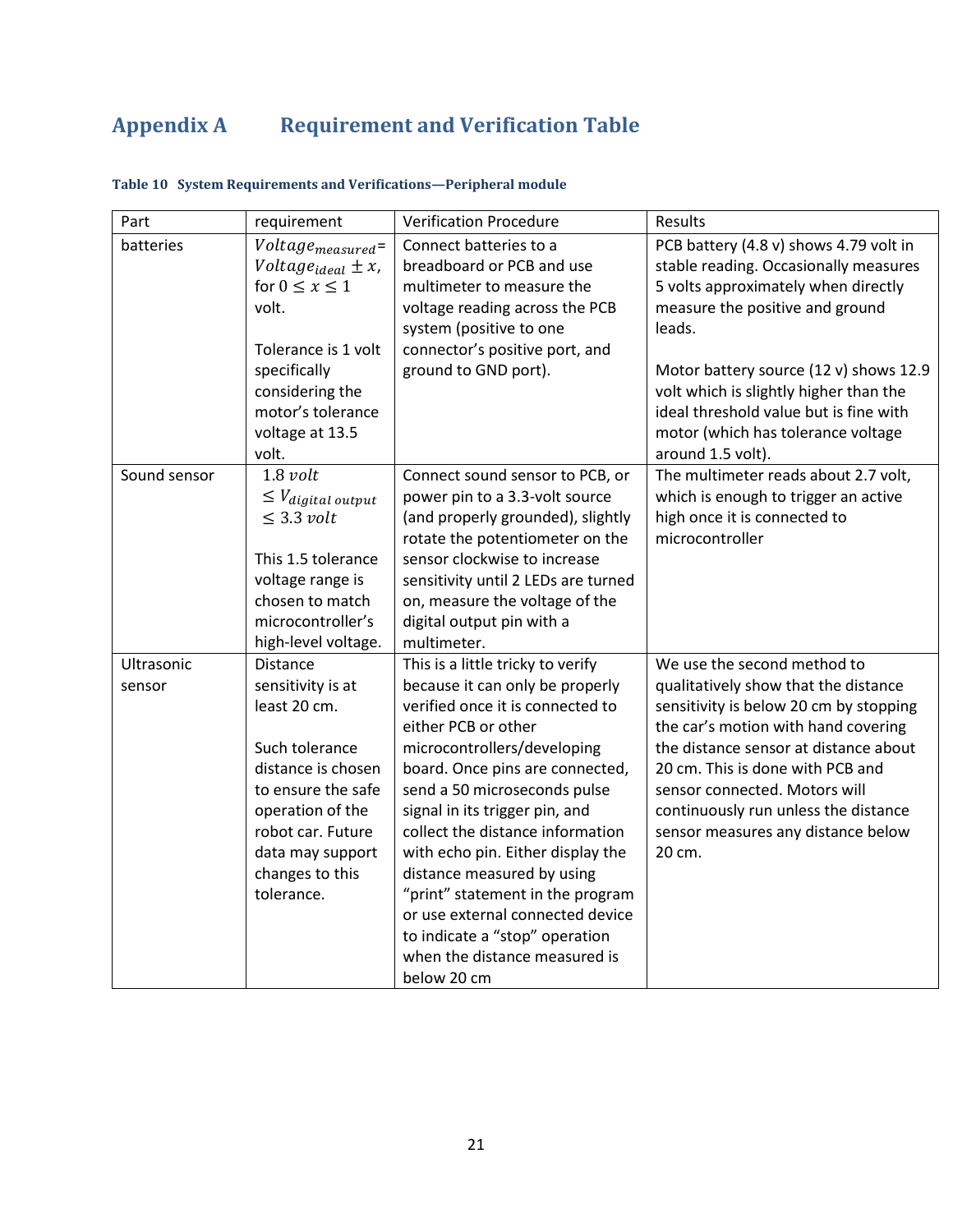# Appendix A Requirement and Verification Table

**Table 10 System Requirements and Verifications—Peripheral module**

| Part | requirement | Verification Procedure | Results |
|---|---|---|---|
| batteries | $Voltage_{measured} = Voltage_{ideal} \pm x$, for $0 \leq x \leq 1$ volt.<br><br>Tolerance is 1 volt specifically considering the motor's tolerance voltage at 13.5 volt. | Connect batteries to a breadboard or PCB and use multimeter to measure the voltage reading across the PCB system (positive to one connector's positive port, and ground to GND port). | PCB battery (4.8 v) shows 4.79 volt in stable reading. Occasionally measures 5 volts approximately when directly measure the positive and ground leads.<br><br>Motor battery source (12 v) shows 12.9 volt which is slightly higher than the ideal threshold value but is fine with motor (which has tolerance voltage around 1.5 volt). |
| Sound sensor | $1.8\ volt \leq V_{digital\ output} \leq 3.3\ volt$<br><br>This 1.5 tolerance voltage range is chosen to match microcontroller's high-level voltage. | Connect sound sensor to PCB, or power pin to a 3.3-volt source (and properly grounded), slightly rotate the potentiometer on the sensor clockwise to increase sensitivity until 2 LEDs are turned on, measure the voltage of the digital output pin with a multimeter. | The multimeter reads about 2.7 volt, which is enough to trigger an active high once it is connected to microcontroller |
| Ultrasonic sensor | Distance sensitivity is at least 20 cm.<br><br>Such tolerance distance is chosen to ensure the safe operation of the robot car. Future data may support changes to this tolerance. | This is a little tricky to verify because it can only be properly verified once it is connected to either PCB or other microcontrollers/developing board. Once pins are connected, send a 50 microseconds pulse signal in its trigger pin, and collect the distance information with echo pin. Either display the distance measured by using "print" statement in the program or use external connected device to indicate a "stop" operation when the distance measured is below 20 cm | We use the second method to qualitatively show that the distance sensitivity is below 20 cm by stopping the car's motion with hand covering the distance sensor at distance about 20 cm. This is done with PCB and sensor connected. Motors will continuously run unless the distance sensor measures any distance below 20 cm. |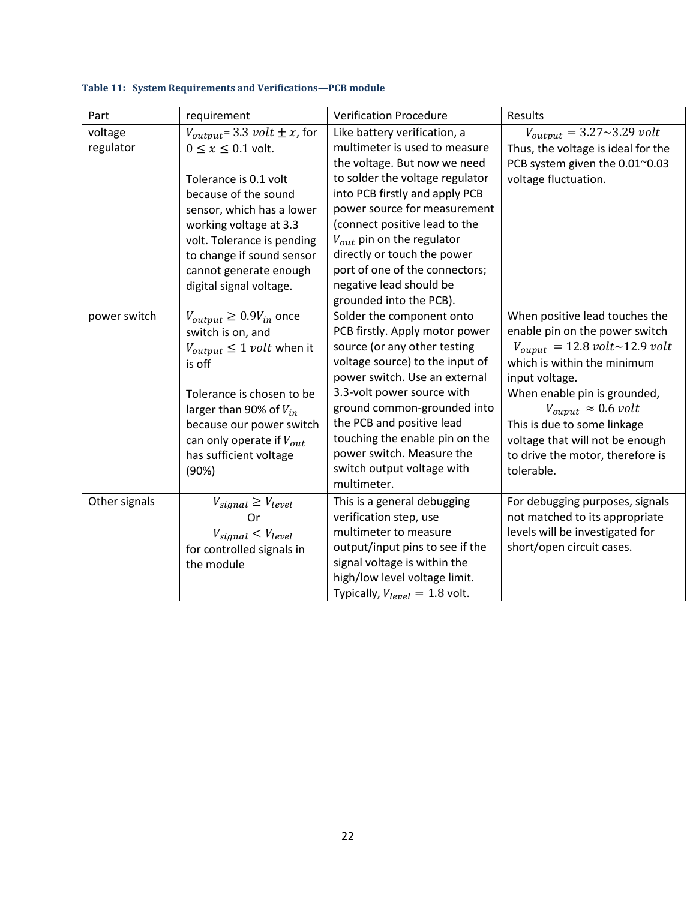**Table 11: System Requirements and Verifications—PCB module**

| Part | requirement | Verification Procedure | Results |
| --- | --- | --- | --- |
| voltage regulator | $V_{output}$= $3.3\ volt \pm x$, for $0 \le x \le 0.1$ volt.<br><br>Tolerance is 0.1 volt because of the sound sensor, which has a lower working voltage at 3.3 volt. Tolerance is pending to change if sound sensor cannot generate enough digital signal voltage. | Like battery verification, a multimeter is used to measure the voltage. But now we need to solder the voltage regulator into PCB firstly and apply PCB power source for measurement (connect positive lead to the $V_{out}$ pin on the regulator directly or touch the power port of one of the connectors; negative lead should be grounded into the PCB). | $V_{output} = 3.27{\sim}3.29\ volt$<br>Thus, the voltage is ideal for the PCB system given the 0.01~0.03 voltage fluctuation. |
| power switch | $V_{output} \ge 0.9V_{in}$ once switch is on, and $V_{output} \le 1\ volt$ when it is off<br><br>Tolerance is chosen to be larger than 90% of $V_{in}$ because our power switch can only operate if $V_{out}$ has sufficient voltage (90%) | Solder the component onto PCB firstly. Apply motor power source (or any other testing voltage source) to the input of power switch. Use an external 3.3-volt power source with ground common-grounded into the PCB and positive lead touching the enable pin on the power switch. Measure the switch output voltage with multimeter. | When positive lead touches the enable pin on the power switch $V_{ouput} = 12.8\ volt{\sim}12.9\ volt$ which is within the minimum input voltage.<br>When enable pin is grounded, $V_{ouput} \approx 0.6\ volt$<br>This is due to some linkage voltage that will not be enough to drive the motor, therefore is tolerable. |
| Other signals | $V_{signal} \ge V_{level}$<br>Or<br>$V_{signal} < V_{level}$<br>for controlled signals in the module | This is a general debugging verification step, use multimeter to measure output/input pins to see if the signal voltage is within the high/low level voltage limit. Typically, $V_{level} = 1.8$ volt. | For debugging purposes, signals not matched to its appropriate levels will be investigated for short/open circuit cases. |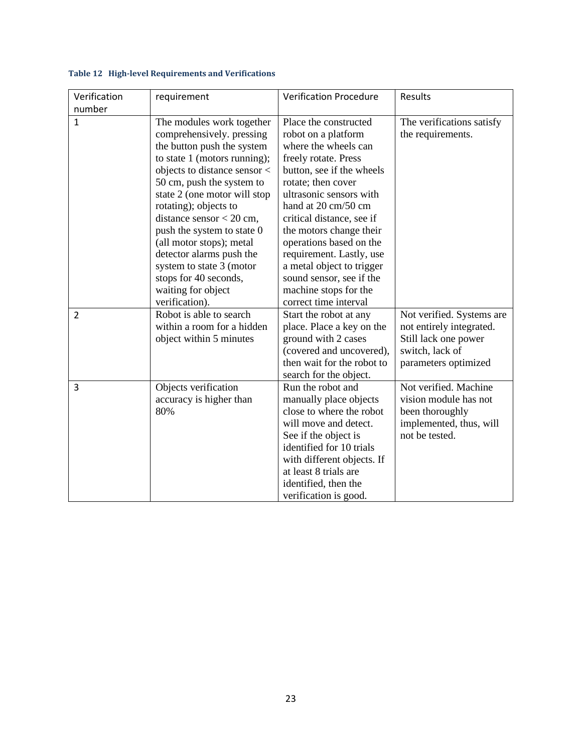**Table 12 High-level Requirements and Verifications**

| Verification number | requirement | Verification Procedure | Results |
| --- | --- | --- | --- |
| 1 | The modules work together comprehensively. pressing the button push the system to state 1 (motors running); objects to distance sensor < 50 cm, push the system to state 2 (one motor will stop rotating); objects to distance sensor < 20 cm, push the system to state 0 (all motor stops); metal detector alarms push the system to state 3 (motor stops for 40 seconds, waiting for object verification). | Place the constructed robot on a platform where the wheels can freely rotate. Press button, see if the wheels rotate; then cover ultrasonic sensors with hand at 20 cm/50 cm critical distance, see if the motors change their operations based on the requirement. Lastly, use a metal object to trigger sound sensor, see if the machine stops for the correct time interval | The verifications satisfy the requirements. |
| 2 | Robot is able to search within a room for a hidden object within 5 minutes | Start the robot at any place. Place a key on the ground with 2 cases (covered and uncovered), then wait for the robot to search for the object. | Not verified. Systems are not entirely integrated. Still lack one power switch, lack of parameters optimized |
| 3 | Objects verification accuracy is higher than 80% | Run the robot and manually place objects close to where the robot will move and detect. See if the object is identified for 10 trials with different objects. If at least 8 trials are identified, then the verification is good. | Not verified. Machine vision module has not been thoroughly implemented, thus, will not be tested. |